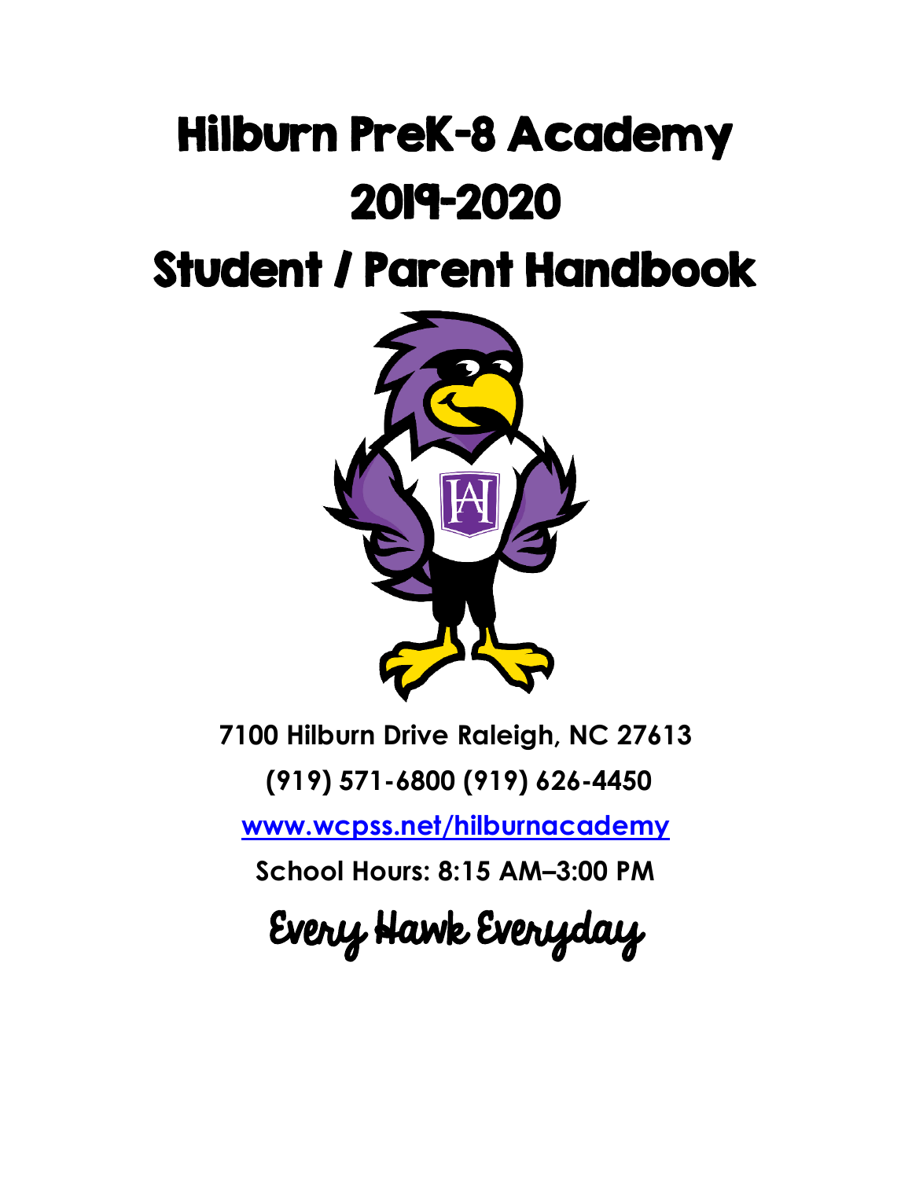# Hilburn PreK-8 Academy

# 2019-2020

# Student / Parent Handbook

**7100 Hilburn Drive Raleigh, NC 27613**

**(919) 571-6800 (919) 626-4450**

**[www.wcpss.net/hilburnacademy](http://www.wcpss.net/hilburnacademy)**

**School Hours: 8:15 AM–3:00 PM**

Every Hawk Everyday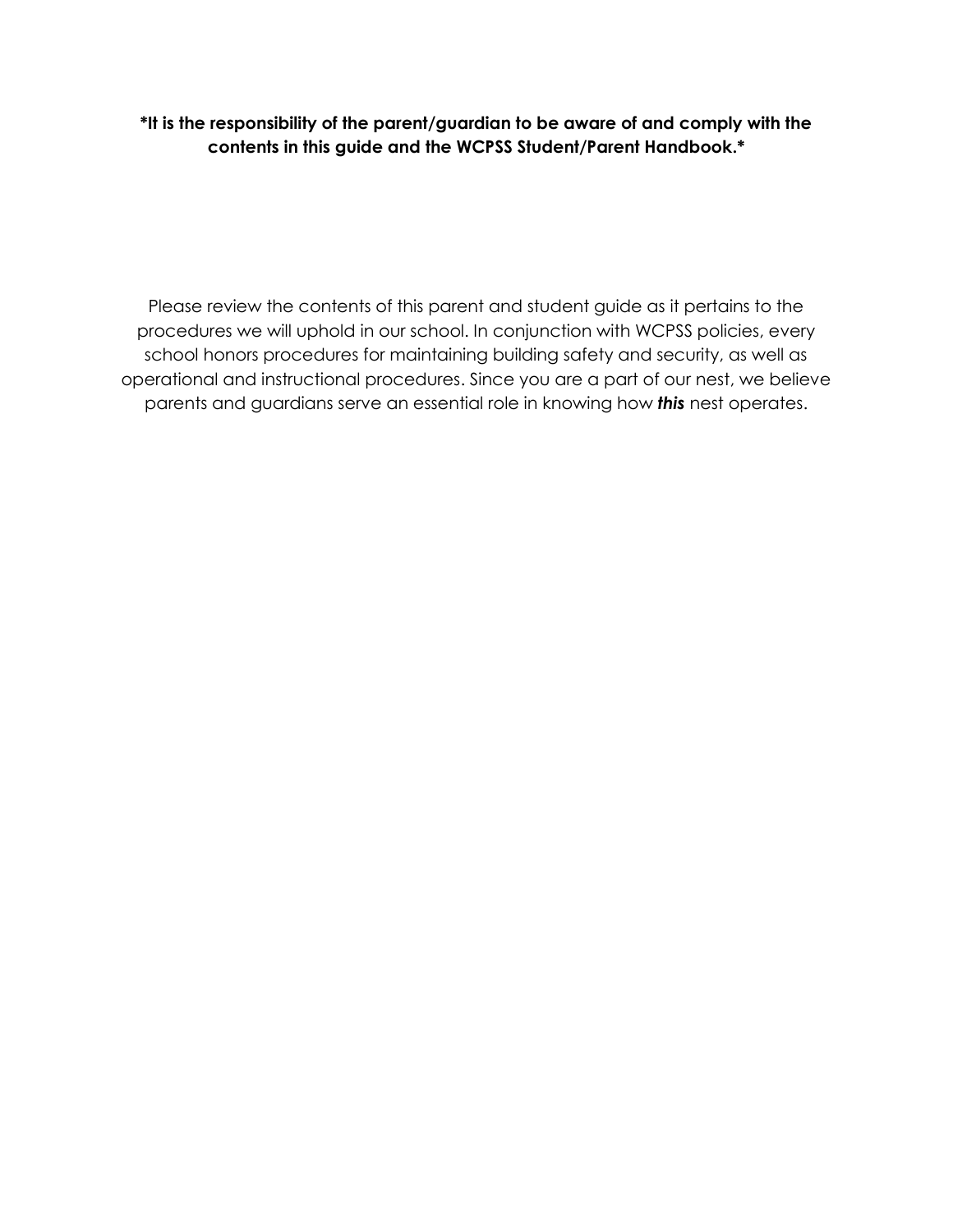**\*It is the responsibility of the parent/guardian to be aware of and comply with the contents in this guide and the WCPSS Student/Parent Handbook.\***

Please review the contents of this parent and student guide as it pertains to the procedures we will uphold in our school. In conjunction with WCPSS policies, every school honors procedures for maintaining building safety and security, as well as operational and instructional procedures. Since you are a part of our nest, we believe parents and guardians serve an essential role in knowing how ***this*** nest operates.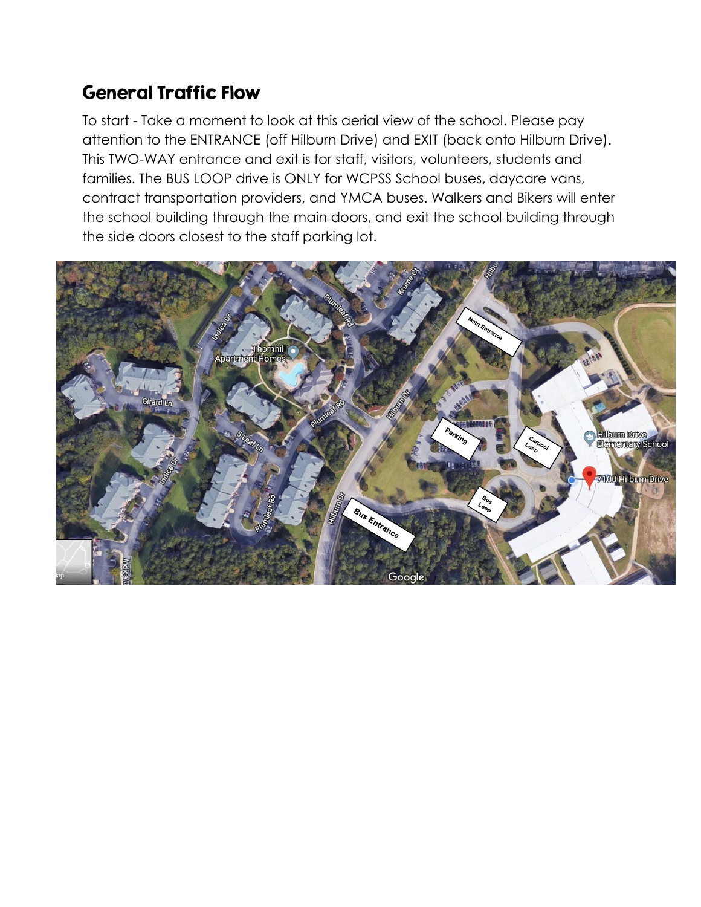## General Traffic Flow

To start - Take a moment to look at this aerial view of the school. Please pay attention to the ENTRANCE (off Hilburn Drive) and EXIT (back onto Hilburn Drive). This TWO-WAY entrance and exit is for staff, visitors, volunteers, students and families. The BUS LOOP drive is ONLY for WCPSS School buses, daycare vans, contract transportation providers, and YMCA buses. Walkers and Bikers will enter the school building through the main doors, and exit the school building through the side doors closest to the staff parking lot.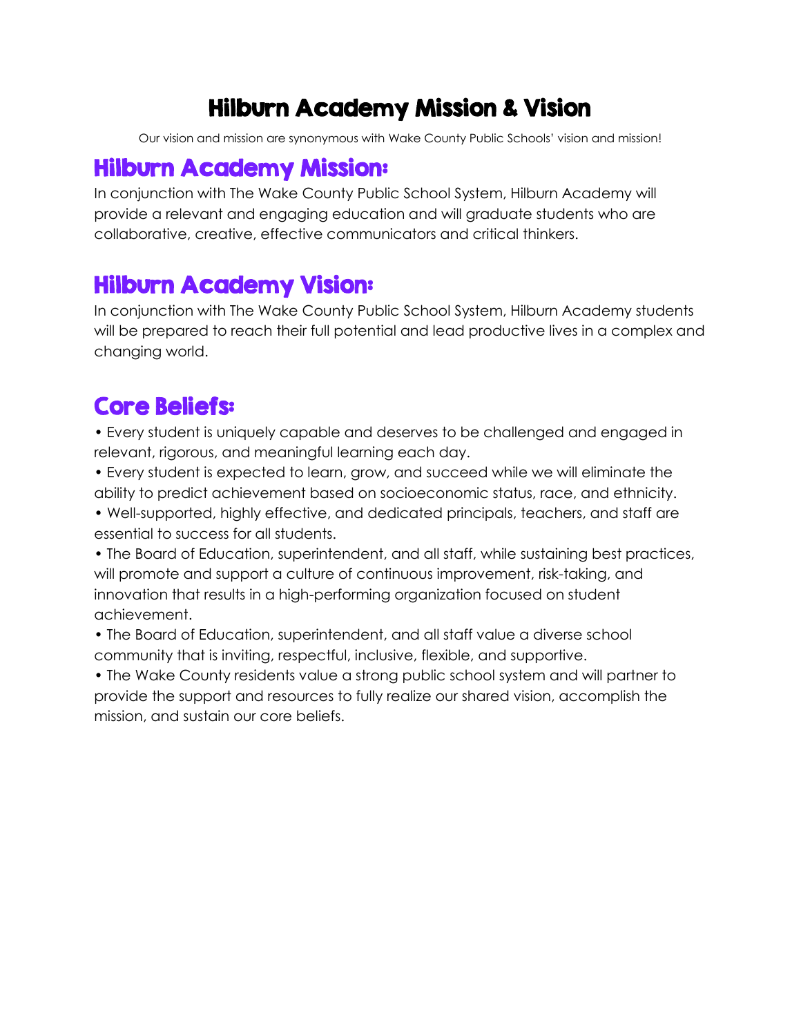# Hilburn Academy Mission & Vision

Our vision and mission are synonymous with Wake County Public Schools' vision and mission!

## Hilburn Academy Mission:

In conjunction with The Wake County Public School System, Hilburn Academy will provide a relevant and engaging education and will graduate students who are collaborative, creative, effective communicators and critical thinkers.

## Hilburn Academy Vision:

In conjunction with The Wake County Public School System, Hilburn Academy students will be prepared to reach their full potential and lead productive lives in a complex and changing world.

## Core Beliefs:

- Every student is uniquely capable and deserves to be challenged and engaged in relevant, rigorous, and meaningful learning each day.
- Every student is expected to learn, grow, and succeed while we will eliminate the ability to predict achievement based on socioeconomic status, race, and ethnicity.
- Well-supported, highly effective, and dedicated principals, teachers, and staff are essential to success for all students.
- The Board of Education, superintendent, and all staff, while sustaining best practices, will promote and support a culture of continuous improvement, risk-taking, and innovation that results in a high-performing organization focused on student achievement.
- The Board of Education, superintendent, and all staff value a diverse school community that is inviting, respectful, inclusive, flexible, and supportive.
- The Wake County residents value a strong public school system and will partner to provide the support and resources to fully realize our shared vision, accomplish the mission, and sustain our core beliefs.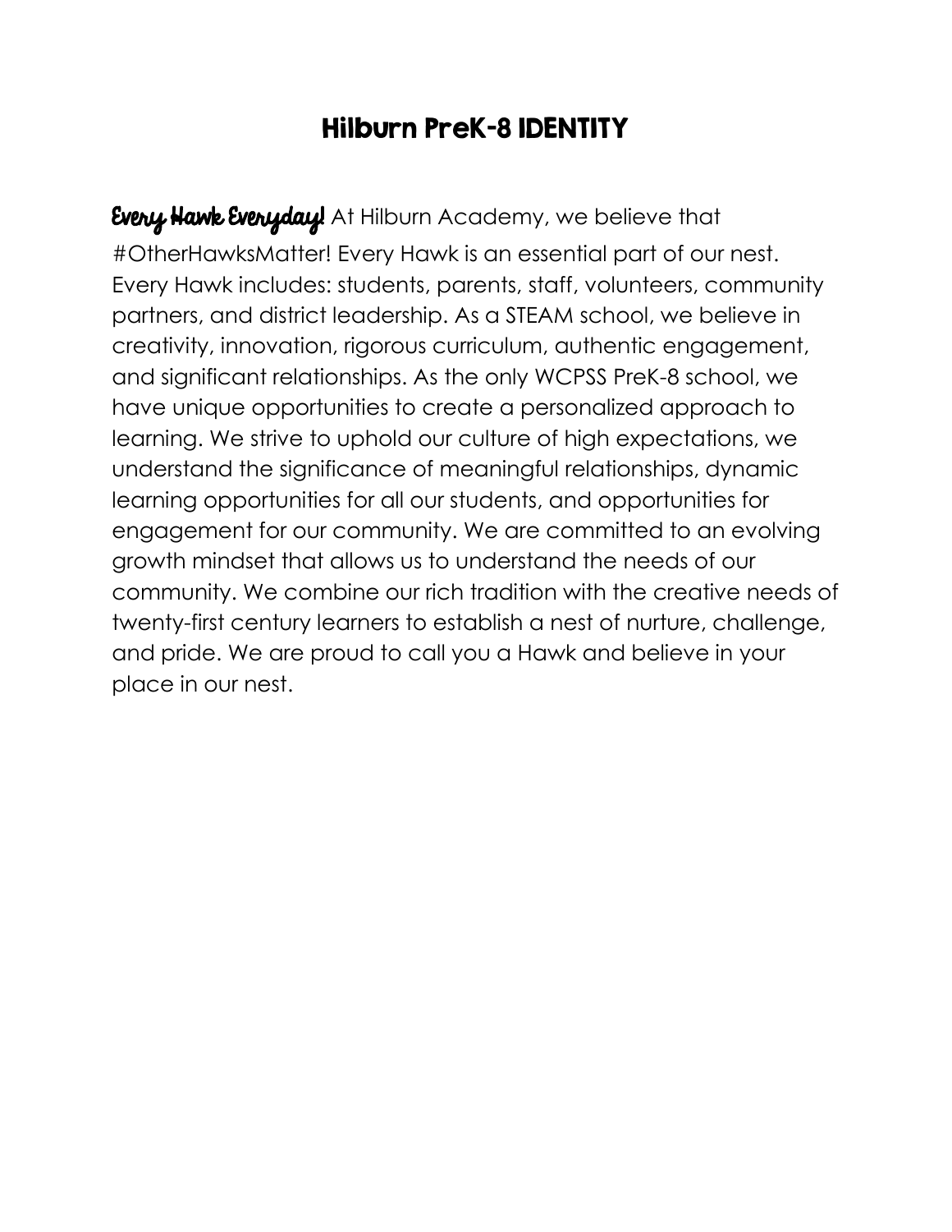# Hilburn PreK-8 IDENTITY

**Every Hawk Everyday!** At Hilburn Academy, we believe that #OtherHawksMatter! Every Hawk is an essential part of our nest. Every Hawk includes: students, parents, staff, volunteers, community partners, and district leadership. As a STEAM school, we believe in creativity, innovation, rigorous curriculum, authentic engagement, and significant relationships. As the only WCPSS PreK-8 school, we have unique opportunities to create a personalized approach to learning. We strive to uphold our culture of high expectations, we understand the significance of meaningful relationships, dynamic learning opportunities for all our students, and opportunities for engagement for our community. We are committed to an evolving growth mindset that allows us to understand the needs of our community. We combine our rich tradition with the creative needs of twenty-first century learners to establish a nest of nurture, challenge, and pride. We are proud to call you a Hawk and believe in your place in our nest.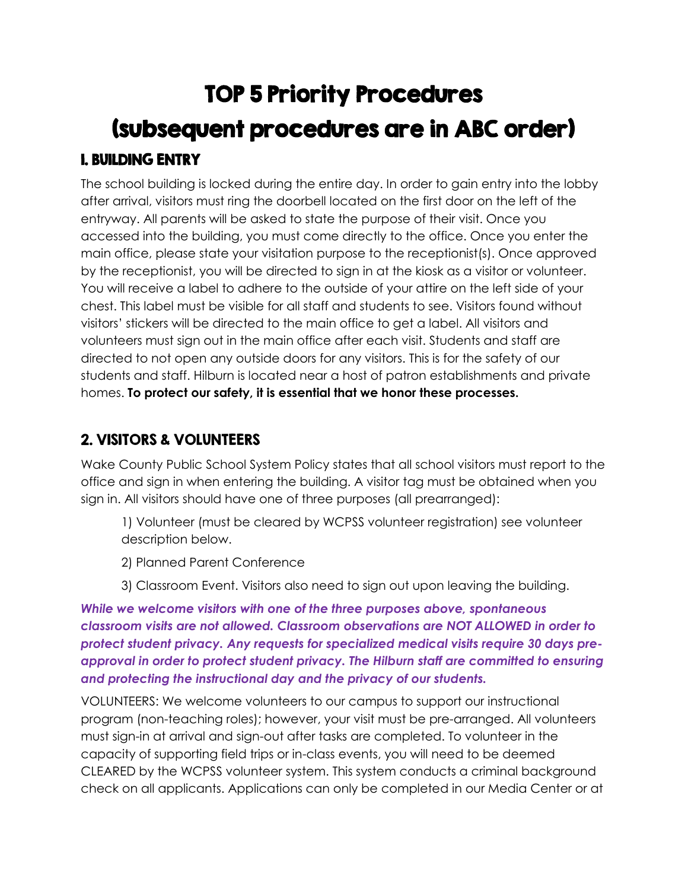# TOP 5 Priority Procedures (subsequent procedures are in ABC order)

## I. BUILDING ENTRY

The school building is locked during the entire day. In order to gain entry into the lobby after arrival, visitors must ring the doorbell located on the first door on the left of the entryway. All parents will be asked to state the purpose of their visit. Once you accessed into the building, you must come directly to the office. Once you enter the main office, please state your visitation purpose to the receptionist(s). Once approved by the receptionist, you will be directed to sign in at the kiosk as a visitor or volunteer. You will receive a label to adhere to the outside of your attire on the left side of your chest. This label must be visible for all staff and students to see. Visitors found without visitors' stickers will be directed to the main office to get a label. All visitors and volunteers must sign out in the main office after each visit. Students and staff are directed to not open any outside doors for any visitors. This is for the safety of our students and staff. Hilburn is located near a host of patron establishments and private homes. **To protect our safety, it is essential that we honor these processes.**

## 2. VISITORS & VOLUNTEERS

Wake County Public School System Policy states that all school visitors must report to the office and sign in when entering the building. A visitor tag must be obtained when you sign in. All visitors should have one of three purposes (all prearranged):

1) Volunteer (must be cleared by WCPSS volunteer registration) see volunteer description below.

2) Planned Parent Conference

3) Classroom Event. Visitors also need to sign out upon leaving the building.

***While we welcome visitors with one of the three purposes above, spontaneous classroom visits are not allowed. Classroom observations are NOT ALLOWED in order to protect student privacy. Any requests for specialized medical visits require 30 days pre-approval in order to protect student privacy. The Hilburn staff are committed to ensuring and protecting the instructional day and the privacy of our students.***

VOLUNTEERS: We welcome volunteers to our campus to support our instructional program (non-teaching roles); however, your visit must be pre-arranged. All volunteers must sign-in at arrival and sign-out after tasks are completed. To volunteer in the capacity of supporting field trips or in-class events, you will need to be deemed CLEARED by the WCPSS volunteer system. This system conducts a criminal background check on all applicants. Applications can only be completed in our Media Center or at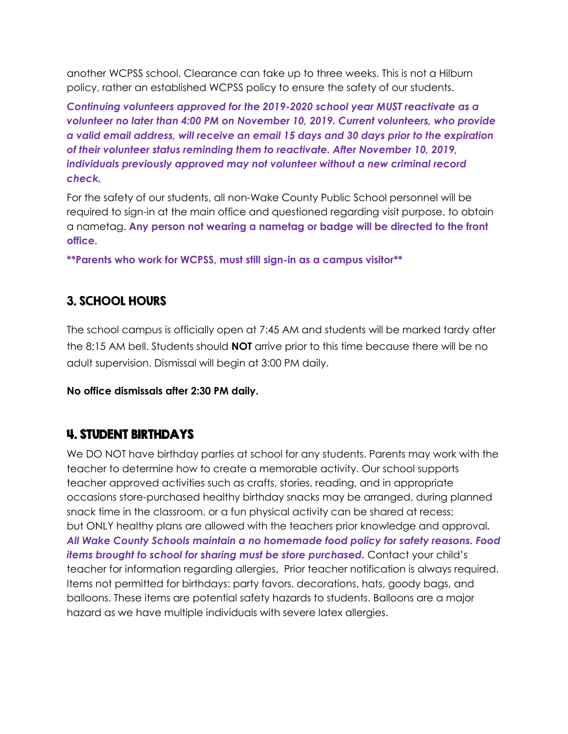another WCPSS school. Clearance can take up to three weeks. This is not a Hilburn policy, rather an established WCPSS policy to ensure the safety of our students.

***Continuing volunteers approved for the 2019-2020 school year MUST reactivate as a volunteer no later than 4:00 PM on November 10, 2019. Current volunteers, who provide a valid email address, will receive an email 15 days and 30 days prior to the expiration of their volunteer status reminding them to reactivate. After November 10, 2019, individuals previously approved may not volunteer without a new criminal record check.***

For the safety of our students, all non-Wake County Public School personnel will be required to sign-in at the main office and questioned regarding visit purpose, to obtain a nametag. **Any person not wearing a nametag or badge will be directed to the front office.**

****Parents who work for WCPSS, must still sign-in as a campus visitor****

## 3. SCHOOL HOURS

The school campus is officially open at 7:45 AM and students will be marked tardy after the 8:15 AM bell. Students should **NOT** arrive prior to this time because there will be no adult supervision. Dismissal will begin at 3:00 PM daily.

**No office dismissals after 2:30 PM daily.**

## 4. STUDENT BIRTHDAYS

We DO NOT have birthday parties at school for any students. Parents may work with the teacher to determine how to create a memorable activity. Our school supports teacher approved activities such as crafts, stories, reading, and in appropriate occasions store-purchased healthy birthday snacks may be arranged, during planned snack time in the classroom, or a fun physical activity can be shared at recess; but ONLY healthy plans are allowed with the teachers prior knowledge and approval. ***All Wake County Schools maintain a no homemade food policy for safety reasons. Food items brought to school for sharing must be store purchased.*** Contact your child's teacher for information regarding allergies. Prior teacher notification is always required. Items not permitted for birthdays: party favors, decorations, hats, goody bags, and balloons. These items are potential safety hazards to students. Balloons are a major hazard as we have multiple individuals with severe latex allergies.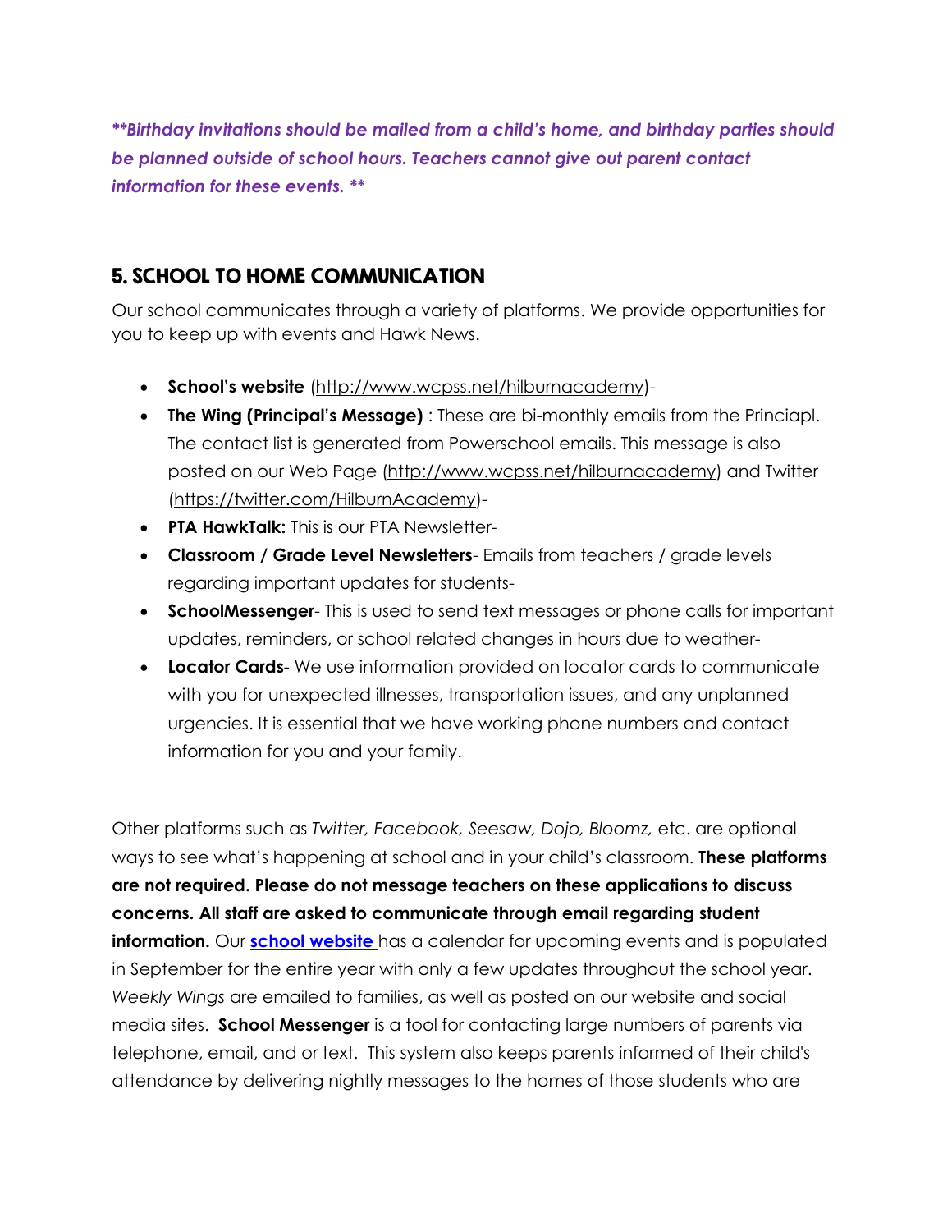***Birthday invitations should be mailed from a child's home, and birthday parties should be planned outside of school hours. Teachers cannot give out parent contact information for these events. ***

## 5. SCHOOL TO HOME COMMUNICATION

Our school communicates through a variety of platforms. We provide opportunities for you to keep up with events and Hawk News.

- **School's website** (http://www.wcpss.net/hilburnacademy)-
- **The Wing (Principal's Message)** : These are bi-monthly emails from the Princiapl. The contact list is generated from Powerschool emails. This message is also posted on our Web Page (http://www.wcpss.net/hilburnacademy) and Twitter (https://twitter.com/HilburnAcademy)-
- **PTA HawkTalk:** This is our PTA Newsletter-
- **Classroom / Grade Level Newsletters**- Emails from teachers / grade levels regarding important updates for students-
- **SchoolMessenger**- This is used to send text messages or phone calls for important updates, reminders, or school related changes in hours due to weather-
- **Locator Cards**- We use information provided on locator cards to communicate with you for unexpected illnesses, transportation issues, and any unplanned urgencies. It is essential that we have working phone numbers and contact information for you and your family.

Other platforms such as *Twitter, Facebook, Seesaw, Dojo, Bloomz,* etc. are optional ways to see what's happening at school and in your child's classroom. **These platforms are not required. Please do not message teachers on these applications to discuss concerns. All staff are asked to communicate through email regarding student information.** Our **school website** has a calendar for upcoming events and is populated in September for the entire year with only a few updates throughout the school year. *Weekly Wings* are emailed to families, as well as posted on our website and social media sites. **School Messenger** is a tool for contacting large numbers of parents via telephone, email, and or text. This system also keeps parents informed of their child's attendance by delivering nightly messages to the homes of those students who are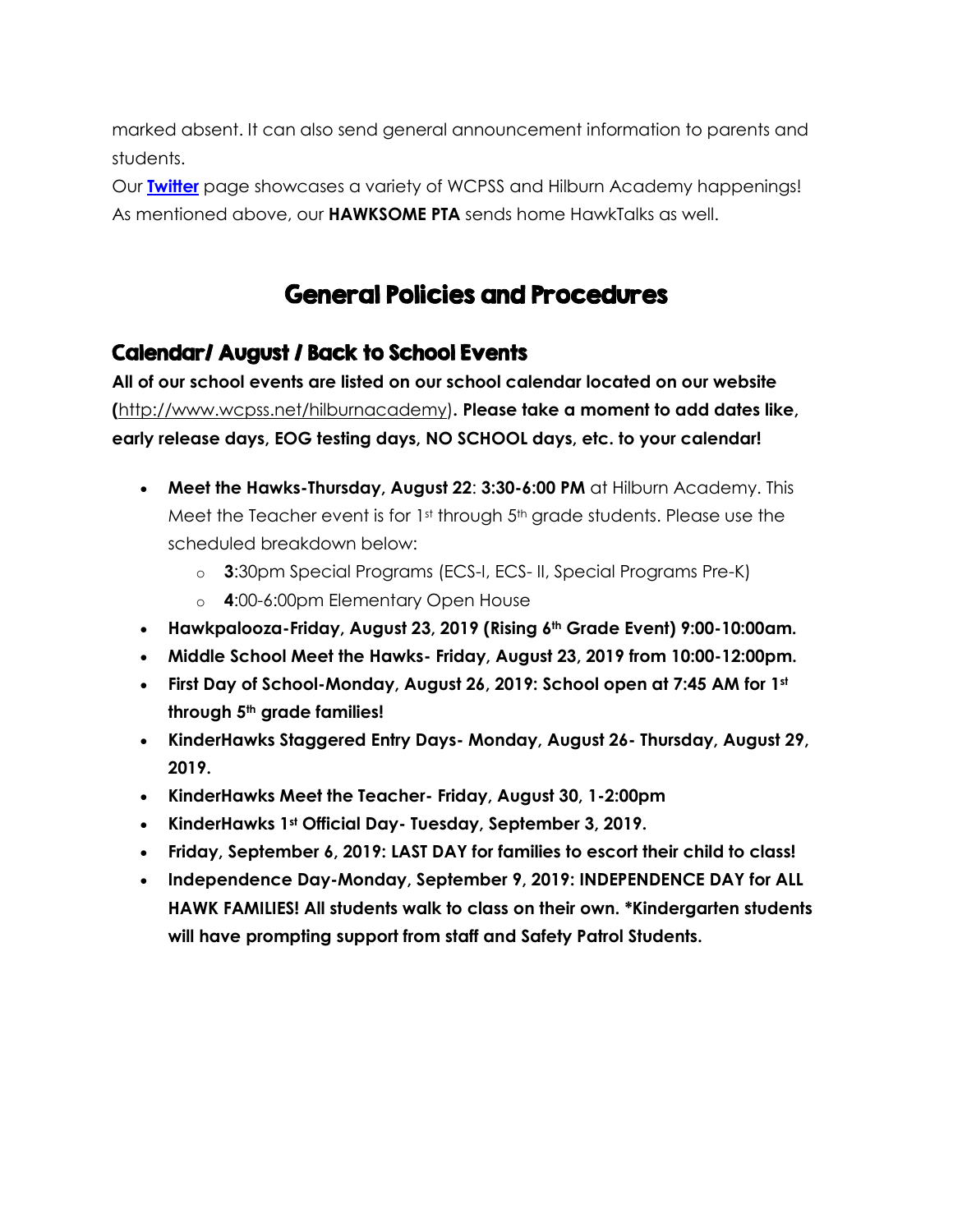marked absent. It can also send general announcement information to parents and students.

Our **[Twitter]** page showcases a variety of WCPSS and Hilburn Academy happenings! As mentioned above, our **HAWKSOME PTA** sends home HawkTalks as well.

# General Policies and Procedures

## Calendar/ August / Back to School Events

**All of our school events are listed on our school calendar located on our website (**http://www.wcpss.net/hilburnacademy**). Please take a moment to add dates like, early release days, EOG testing days, NO SCHOOL days, etc. to your calendar!**

- **Meet the Hawks-Thursday, August 22**: **3:30-6:00 PM** at Hilburn Academy. This Meet the Teacher event is for 1st through 5th grade students. Please use the scheduled breakdown below:
  - **3**:30pm Special Programs (ECS-I, ECS- II, Special Programs Pre-K)
  - **4**:00-6:00pm Elementary Open House
- **Hawkpalooza-Friday, August 23, 2019 (Rising 6th Grade Event) 9:00-10:00am.**
- **Middle School Meet the Hawks- Friday, August 23, 2019 from 10:00-12:00pm.**
- **First Day of School-Monday, August 26, 2019: School open at 7:45 AM for 1st through 5th grade families!**
- **KinderHawks Staggered Entry Days- Monday, August 26- Thursday, August 29, 2019.**
- **KinderHawks Meet the Teacher- Friday, August 30, 1-2:00pm**
- **KinderHawks 1st Official Day- Tuesday, September 3, 2019.**
- **Friday, September 6, 2019: LAST DAY for families to escort their child to class!**
- **Independence Day-Monday, September 9, 2019: INDEPENDENCE DAY for ALL HAWK FAMILIES! All students walk to class on their own. *Kindergarten students will have prompting support from staff and Safety Patrol Students.**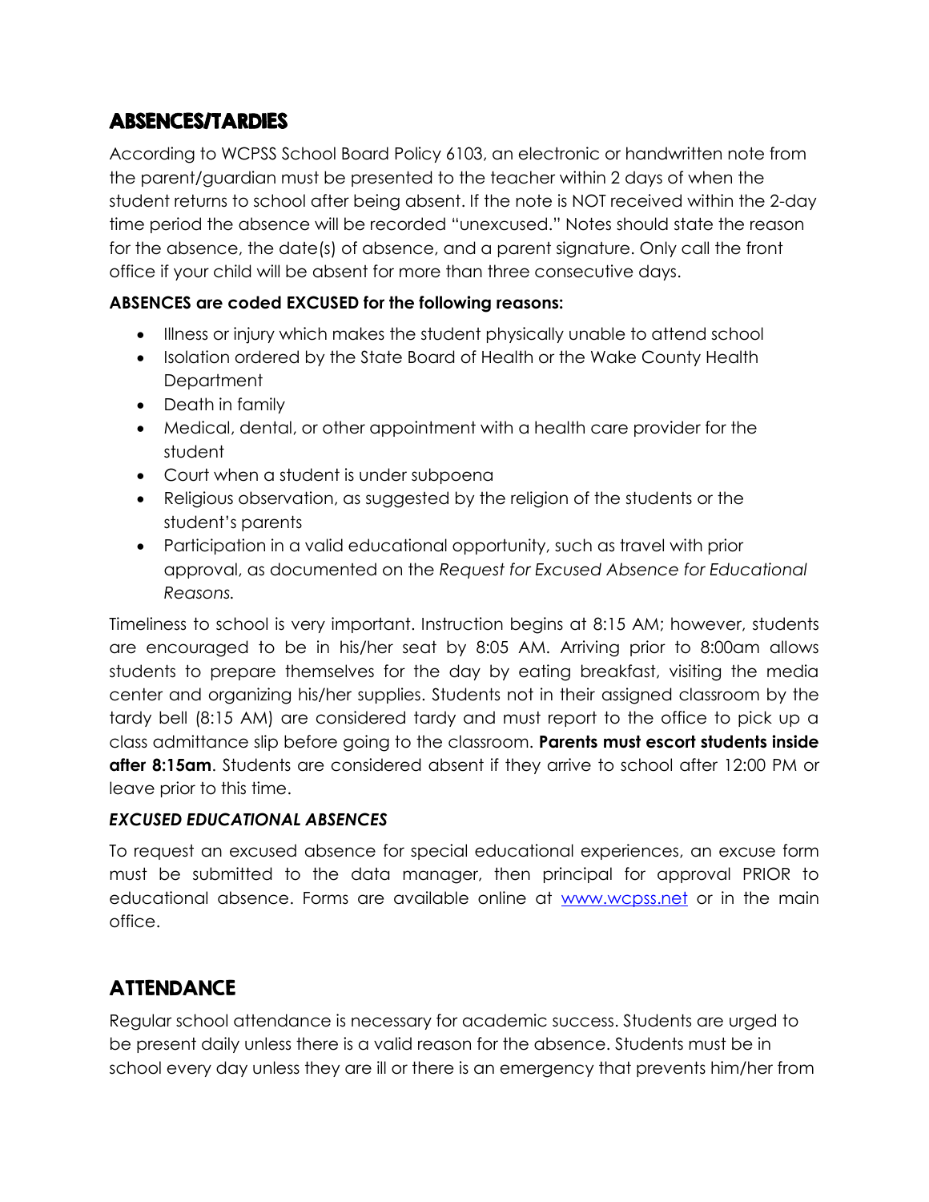## ABSENCES/TARDIES

According to WCPSS School Board Policy 6103, an electronic or handwritten note from the parent/guardian must be presented to the teacher within 2 days of when the student returns to school after being absent. If the note is NOT received within the 2-day time period the absence will be recorded "unexcused." Notes should state the reason for the absence, the date(s) of absence, and a parent signature. Only call the front office if your child will be absent for more than three consecutive days.

**ABSENCES are coded EXCUSED for the following reasons:**

- Illness or injury which makes the student physically unable to attend school
- Isolation ordered by the State Board of Health or the Wake County Health Department
- Death in family
- Medical, dental, or other appointment with a health care provider for the student
- Court when a student is under subpoena
- Religious observation, as suggested by the religion of the students or the student's parents
- Participation in a valid educational opportunity, such as travel with prior approval, as documented on the *Request for Excused Absence for Educational Reasons.*

Timeliness to school is very important. Instruction begins at 8:15 AM; however, students are encouraged to be in his/her seat by 8:05 AM. Arriving prior to 8:00am allows students to prepare themselves for the day by eating breakfast, visiting the media center and organizing his/her supplies. Students not in their assigned classroom by the tardy bell (8:15 AM) are considered tardy and must report to the office to pick up a class admittance slip before going to the classroom. **Parents must escort students inside after 8:15am**. Students are considered absent if they arrive to school after 12:00 PM or leave prior to this time.

### *EXCUSED EDUCATIONAL ABSENCES*

To request an excused absence for special educational experiences, an excuse form must be submitted to the data manager, then principal for approval PRIOR to educational absence. Forms are available online at www.wcpss.net or in the main office.

## ATTENDANCE

Regular school attendance is necessary for academic success. Students are urged to be present daily unless there is a valid reason for the absence. Students must be in school every day unless they are ill or there is an emergency that prevents him/her from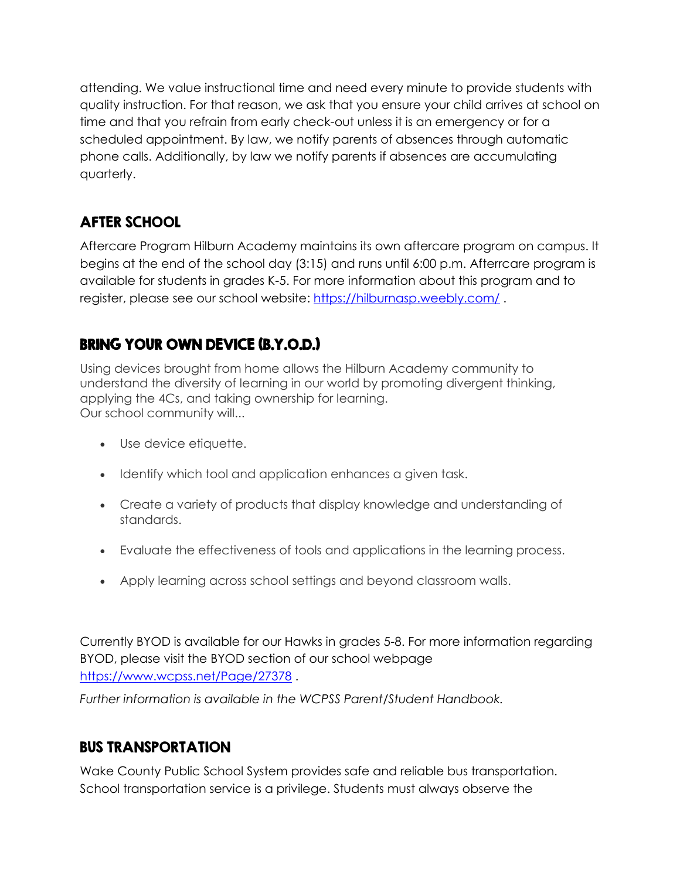attending. We value instructional time and need every minute to provide students with quality instruction. For that reason, we ask that you ensure your child arrives at school on time and that you refrain from early check-out unless it is an emergency or for a scheduled appointment. By law, we notify parents of absences through automatic phone calls. Additionally, by law we notify parents if absences are accumulating quarterly.

## AFTER SCHOOL

Aftercare Program Hilburn Academy maintains its own aftercare program on campus. It begins at the end of the school day (3:15) and runs until 6:00 p.m. Afterrcare program is available for students in grades K-5. For more information about this program and to register, please see our school website: https://hilburnasp.weebly.com/ .

## BRING YOUR OWN DEVICE (B.Y.O.D.)

Using devices brought from home allows the Hilburn Academy community to understand the diversity of learning in our world by promoting divergent thinking, applying the 4Cs, and taking ownership for learning.
Our school community will...

- Use device etiquette.
- Identify which tool and application enhances a given task.
- Create a variety of products that display knowledge and understanding of standards.
- Evaluate the effectiveness of tools and applications in the learning process.
- Apply learning across school settings and beyond classroom walls.

Currently BYOD is available for our Hawks in grades 5-8. For more information regarding BYOD, please visit the BYOD section of our school webpage https://www.wcpss.net/Page/27378 .

*Further information is available in the WCPSS Parent/Student Handbook.*

## BUS TRANSPORTATION

Wake County Public School System provides safe and reliable bus transportation. School transportation service is a privilege. Students must always observe the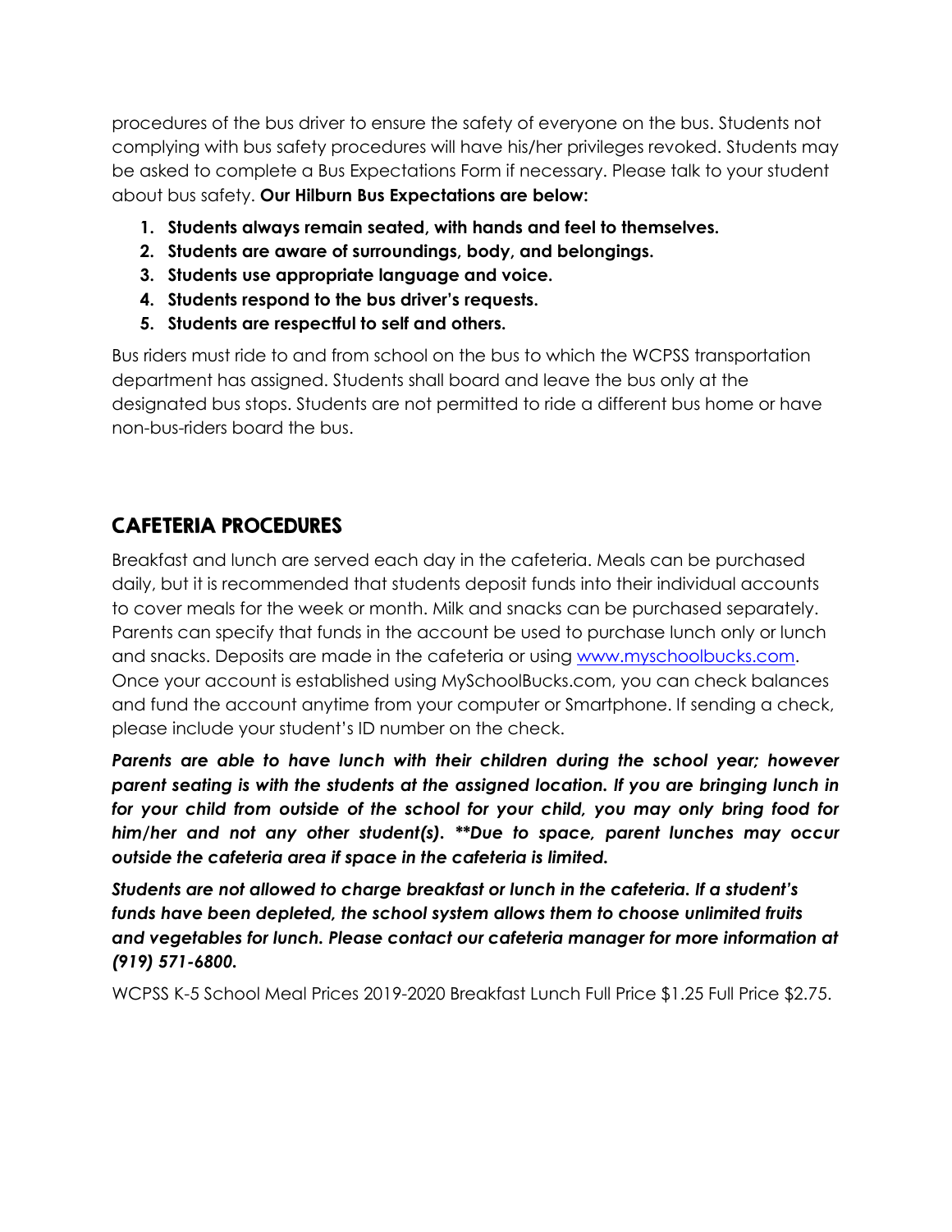procedures of the bus driver to ensure the safety of everyone on the bus. Students not complying with bus safety procedures will have his/her privileges revoked. Students may be asked to complete a Bus Expectations Form if necessary. Please talk to your student about bus safety. **Our Hilburn Bus Expectations are below:**

1. **Students always remain seated, with hands and feel to themselves.**
2. **Students are aware of surroundings, body, and belongings.**
3. **Students use appropriate language and voice.**
4. **Students respond to the bus driver's requests.**
5. **Students are respectful to self and others.**

Bus riders must ride to and from school on the bus to which the WCPSS transportation department has assigned. Students shall board and leave the bus only at the designated bus stops. Students are not permitted to ride a different bus home or have non-bus-riders board the bus.

## CAFETERIA PROCEDURES

Breakfast and lunch are served each day in the cafeteria. Meals can be purchased daily, but it is recommended that students deposit funds into their individual accounts to cover meals for the week or month. Milk and snacks can be purchased separately. Parents can specify that funds in the account be used to purchase lunch only or lunch and snacks. Deposits are made in the cafeteria or using [www.myschoolbucks.com](http://www.myschoolbucks.com). Once your account is established using MySchoolBucks.com, you can check balances and fund the account anytime from your computer or Smartphone. If sending a check, please include your student's ID number on the check.

***Parents are able to have lunch with their children during the school year; however parent seating is with the students at the assigned location. If you are bringing lunch in for your child from outside of the school for your child, you may only bring food for him/her and not any other student(s). **Due to space, parent lunches may occur outside the cafeteria area if space in the cafeteria is limited.***

***Students are not allowed to charge breakfast or lunch in the cafeteria. If a student's funds have been depleted, the school system allows them to choose unlimited fruits and vegetables for lunch. Please contact our cafeteria manager for more information at (919) 571-6800.***

WCPSS K-5 School Meal Prices 2019-2020 Breakfast Lunch Full Price $1.25 Full Price $2.75.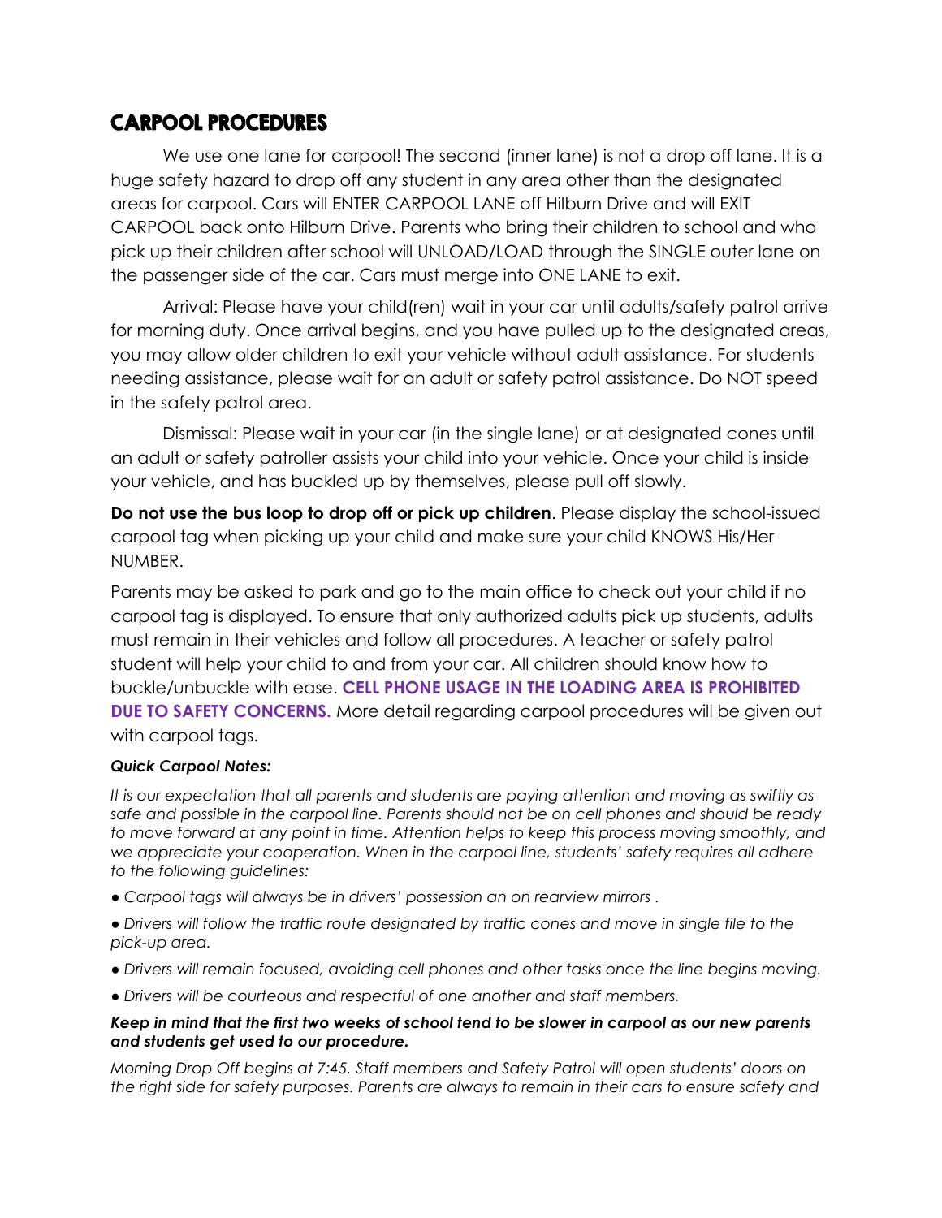## CARPOOL PROCEDURES

We use one lane for carpool! The second (inner lane) is not a drop off lane. It is a huge safety hazard to drop off any student in any area other than the designated areas for carpool. Cars will ENTER CARPOOL LANE off Hilburn Drive and will EXIT CARPOOL back onto Hilburn Drive. Parents who bring their children to school and who pick up their children after school will UNLOAD/LOAD through the SINGLE outer lane on the passenger side of the car. Cars must merge into ONE LANE to exit.

Arrival: Please have your child(ren) wait in your car until adults/safety patrol arrive for morning duty. Once arrival begins, and you have pulled up to the designated areas, you may allow older children to exit your vehicle without adult assistance. For students needing assistance, please wait for an adult or safety patrol assistance. Do NOT speed in the safety patrol area.

Dismissal: Please wait in your car (in the single lane) or at designated cones until an adult or safety patroller assists your child into your vehicle. Once your child is inside your vehicle, and has buckled up by themselves, please pull off slowly.

**Do not use the bus loop to drop off or pick up children**. Please display the school-issued carpool tag when picking up your child and make sure your child KNOWS His/Her NUMBER.

Parents may be asked to park and go to the main office to check out your child if no carpool tag is displayed. To ensure that only authorized adults pick up students, adults must remain in their vehicles and follow all procedures. A teacher or safety patrol student will help your child to and from your car. All children should know how to buckle/unbuckle with ease. **CELL PHONE USAGE IN THE LOADING AREA IS PROHIBITED DUE TO SAFETY CONCERNS.** More detail regarding carpool procedures will be given out with carpool tags.

***Quick Carpool Notes:***

*It is our expectation that all parents and students are paying attention and moving as swiftly as safe and possible in the carpool line. Parents should not be on cell phones and should be ready to move forward at any point in time. Attention helps to keep this process moving smoothly, and we appreciate your cooperation. When in the carpool line, students' safety requires all adhere to the following guidelines:*

- *Carpool tags will always be in drivers' possession an on rearview mirrors .*
- *Drivers will follow the traffic route designated by traffic cones and move in single file to the pick-up area.*
- *Drivers will remain focused, avoiding cell phones and other tasks once the line begins moving.*
- *Drivers will be courteous and respectful of one another and staff members.*

***Keep in mind that the first two weeks of school tend to be slower in carpool as our new parents and students get used to our procedure.***

*Morning Drop Off begins at 7:45. Staff members and Safety Patrol will open students' doors on the right side for safety purposes. Parents are always to remain in their cars to ensure safety and*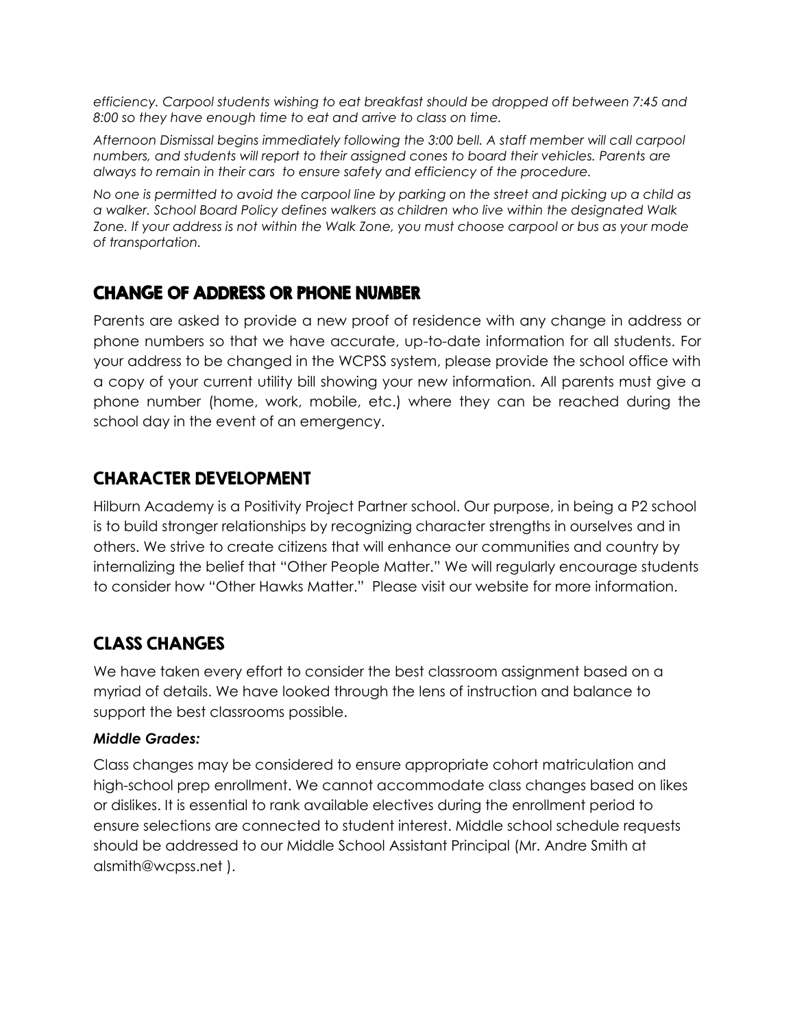*efficiency. Carpool students wishing to eat breakfast should be dropped off between 7:45 and 8:00 so they have enough time to eat and arrive to class on time.*

*Afternoon Dismissal begins immediately following the 3:00 bell. A staff member will call carpool numbers, and students will report to their assigned cones to board their vehicles. Parents are always to remain in their cars to ensure safety and efficiency of the procedure.*

*No one is permitted to avoid the carpool line by parking on the street and picking up a child as a walker. School Board Policy defines walkers as children who live within the designated Walk Zone. If your address is not within the Walk Zone, you must choose carpool or bus as your mode of transportation.*

## CHANGE OF ADDRESS OR PHONE NUMBER

Parents are asked to provide a new proof of residence with any change in address or phone numbers so that we have accurate, up-to-date information for all students. For your address to be changed in the WCPSS system, please provide the school office with a copy of your current utility bill showing your new information. All parents must give a phone number (home, work, mobile, etc.) where they can be reached during the school day in the event of an emergency.

## CHARACTER DEVELOPMENT

Hilburn Academy is a Positivity Project Partner school. Our purpose, in being a P2 school is to build stronger relationships by recognizing character strengths in ourselves and in others. We strive to create citizens that will enhance our communities and country by internalizing the belief that "Other People Matter." We will regularly encourage students to consider how "Other Hawks Matter." Please visit our website for more information.

## CLASS CHANGES

We have taken every effort to consider the best classroom assignment based on a myriad of details. We have looked through the lens of instruction and balance to support the best classrooms possible.

***Middle Grades:***

Class changes may be considered to ensure appropriate cohort matriculation and high-school prep enrollment. We cannot accommodate class changes based on likes or dislikes. It is essential to rank available electives during the enrollment period to ensure selections are connected to student interest. Middle school schedule requests should be addressed to our Middle School Assistant Principal (Mr. Andre Smith at alsmith@wcpss.net ).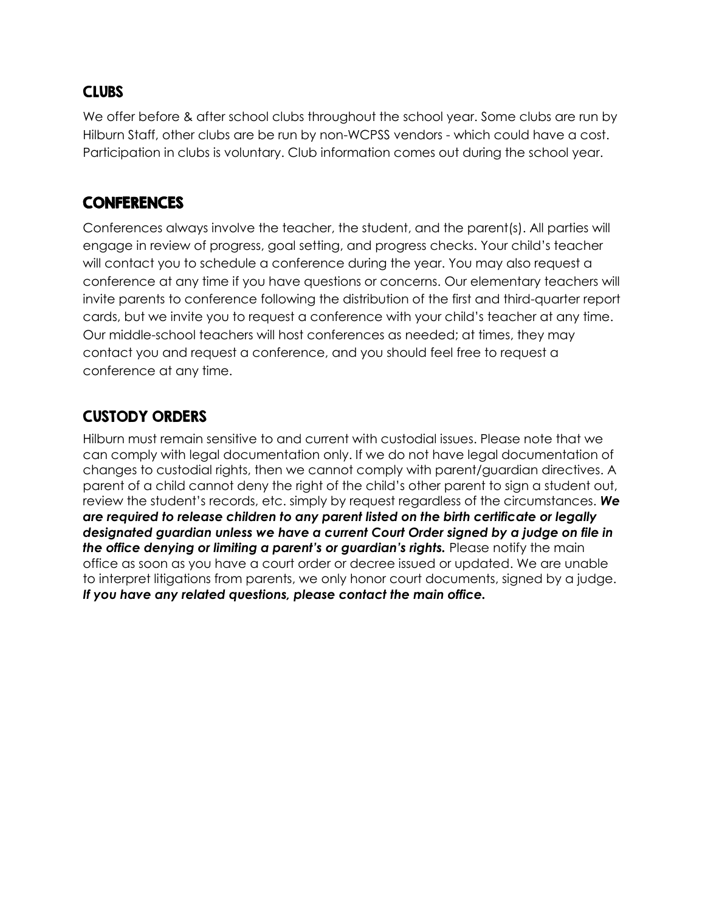## CLUBS

We offer before & after school clubs throughout the school year. Some clubs are run by Hilburn Staff, other clubs are be run by non-WCPSS vendors - which could have a cost. Participation in clubs is voluntary. Club information comes out during the school year.

## CONFERENCES

Conferences always involve the teacher, the student, and the parent(s). All parties will engage in review of progress, goal setting, and progress checks. Your child's teacher will contact you to schedule a conference during the year. You may also request a conference at any time if you have questions or concerns. Our elementary teachers will invite parents to conference following the distribution of the first and third-quarter report cards, but we invite you to request a conference with your child's teacher at any time. Our middle-school teachers will host conferences as needed; at times, they may contact you and request a conference, and you should feel free to request a conference at any time.

## CUSTODY ORDERS

Hilburn must remain sensitive to and current with custodial issues. Please note that we can comply with legal documentation only. If we do not have legal documentation of changes to custodial rights, then we cannot comply with parent/guardian directives. A parent of a child cannot deny the right of the child's other parent to sign a student out, review the student's records, etc. simply by request regardless of the circumstances. ***We are required to release children to any parent listed on the birth certificate or legally designated guardian unless we have a current Court Order signed by a judge on file in the office denying or limiting a parent's or guardian's rights.*** Please notify the main office as soon as you have a court order or decree issued or updated. We are unable to interpret litigations from parents, we only honor court documents, signed by a judge. ***If you have any related questions, please contact the main office.***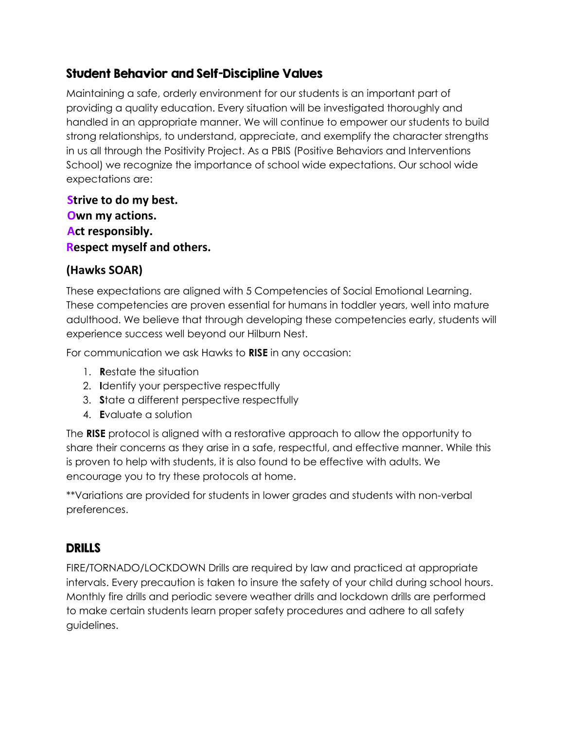## Student Behavior and Self-Discipline Values

Maintaining a safe, orderly environment for our students is an important part of providing a quality education. Every situation will be investigated thoroughly and handled in an appropriate manner. We will continue to empower our students to build strong relationships, to understand, appreciate, and exemplify the character strengths in us all through the Positivity Project. As a PBIS (Positive Behaviors and Interventions School) we recognize the importance of school wide expectations. Our school wide expectations are:

**Strive to do my best.**
**Own my actions.**
**Act responsibly.**
**Respect myself and others.**

### (Hawks SOAR)

These expectations are aligned with 5 Competencies of Social Emotional Learning. These competencies are proven essential for humans in toddler years, well into mature adulthood. We believe that through developing these competencies early, students will experience success well beyond our Hilburn Nest.

For communication we ask Hawks to **RISE** in any occasion:

1. **R**estate the situation
2. **I**dentify your perspective respectfully
3. **S**tate a different perspective respectfully
4. **E**valuate a solution

The **RISE** protocol is aligned with a restorative approach to allow the opportunity to share their concerns as they arise in a safe, respectful, and effective manner. While this is proven to help with students, it is also found to be effective with adults. We encourage you to try these protocols at home.

**Variations are provided for students in lower grades and students with non-verbal preferences.

## DRILLS

FIRE/TORNADO/LOCKDOWN Drills are required by law and practiced at appropriate intervals. Every precaution is taken to insure the safety of your child during school hours. Monthly fire drills and periodic severe weather drills and lockdown drills are performed to make certain students learn proper safety procedures and adhere to all safety guidelines.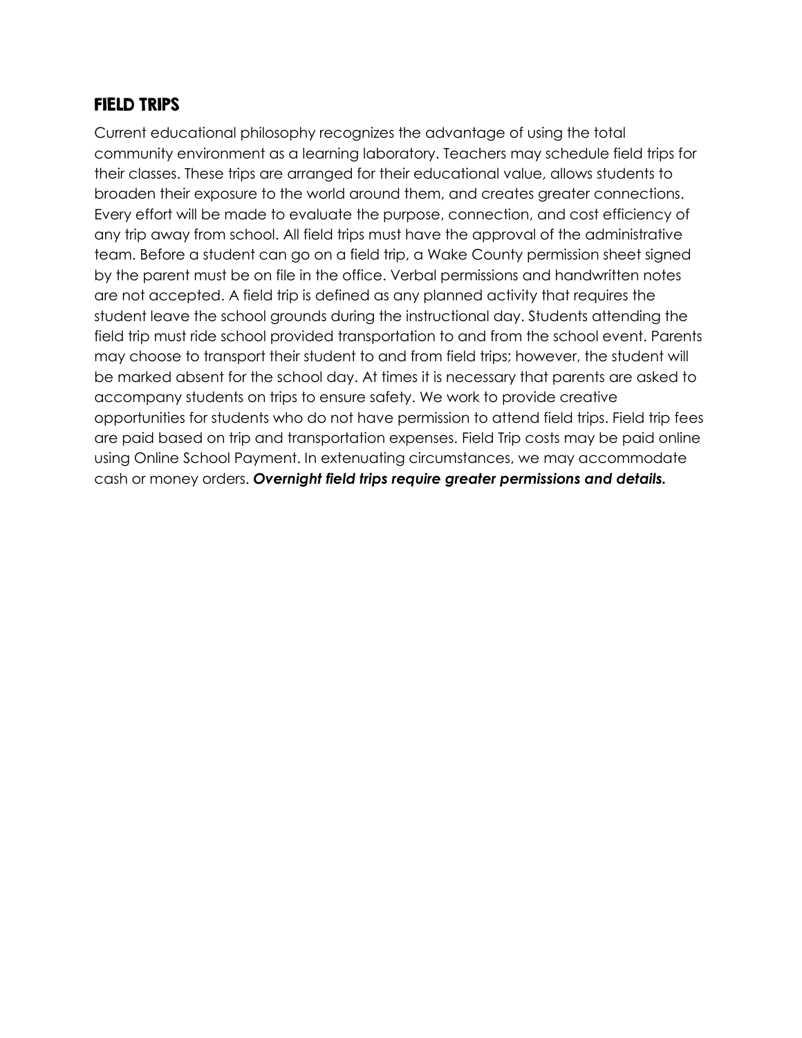## FIELD TRIPS

Current educational philosophy recognizes the advantage of using the total community environment as a learning laboratory. Teachers may schedule field trips for their classes. These trips are arranged for their educational value, allows students to broaden their exposure to the world around them, and creates greater connections. Every effort will be made to evaluate the purpose, connection, and cost efficiency of any trip away from school. All field trips must have the approval of the administrative team. Before a student can go on a field trip, a Wake County permission sheet signed by the parent must be on file in the office. Verbal permissions and handwritten notes are not accepted. A field trip is defined as any planned activity that requires the student leave the school grounds during the instructional day. Students attending the field trip must ride school provided transportation to and from the school event. Parents may choose to transport their student to and from field trips; however, the student will be marked absent for the school day. At times it is necessary that parents are asked to accompany students on trips to ensure safety. We work to provide creative opportunities for students who do not have permission to attend field trips. Field trip fees are paid based on trip and transportation expenses. Field Trip costs may be paid online using Online School Payment. In extenuating circumstances, we may accommodate cash or money orders. ***Overnight field trips require greater permissions and details.***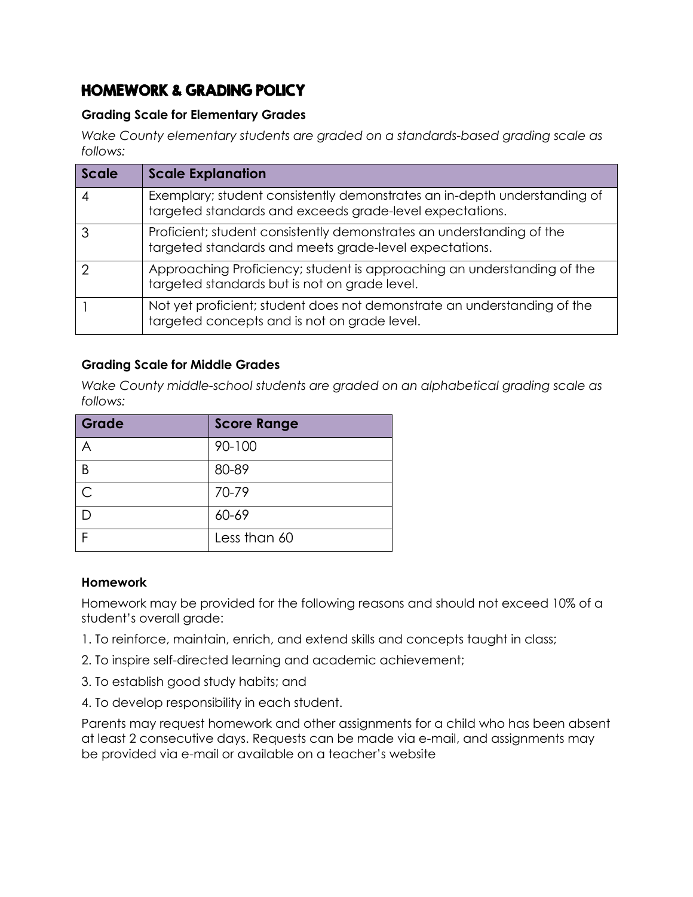# HOMEWORK & GRADING POLICY

### Grading Scale for Elementary Grades

*Wake County elementary students are graded on a standards-based grading scale as follows:*

| Scale | Scale Explanation |
| --- | --- |
| 4 | Exemplary; student consistently demonstrates an in-depth understanding of targeted standards and exceeds grade-level expectations. |
| 3 | Proficient; student consistently demonstrates an understanding of the targeted standards and meets grade-level expectations. |
| 2 | Approaching Proficiency; student is approaching an understanding of the targeted standards but is not on grade level. |
| 1 | Not yet proficient; student does not demonstrate an understanding of the targeted concepts and is not on grade level. |

### Grading Scale for Middle Grades

*Wake County middle-school students are graded on an alphabetical grading scale as follows:*

| Grade | Score Range |
| --- | --- |
| A | 90-100 |
| B | 80-89 |
| C | 70-79 |
| D | 60-69 |
| F | Less than 60 |

### Homework

Homework may be provided for the following reasons and should not exceed 10% of a student's overall grade:

1. To reinforce, maintain, enrich, and extend skills and concepts taught in class;
2. To inspire self-directed learning and academic achievement;
3. To establish good study habits; and
4. To develop responsibility in each student.

Parents may request homework and other assignments for a child who has been absent at least 2 consecutive days. Requests can be made via e-mail, and assignments may be provided via e-mail or available on a teacher's website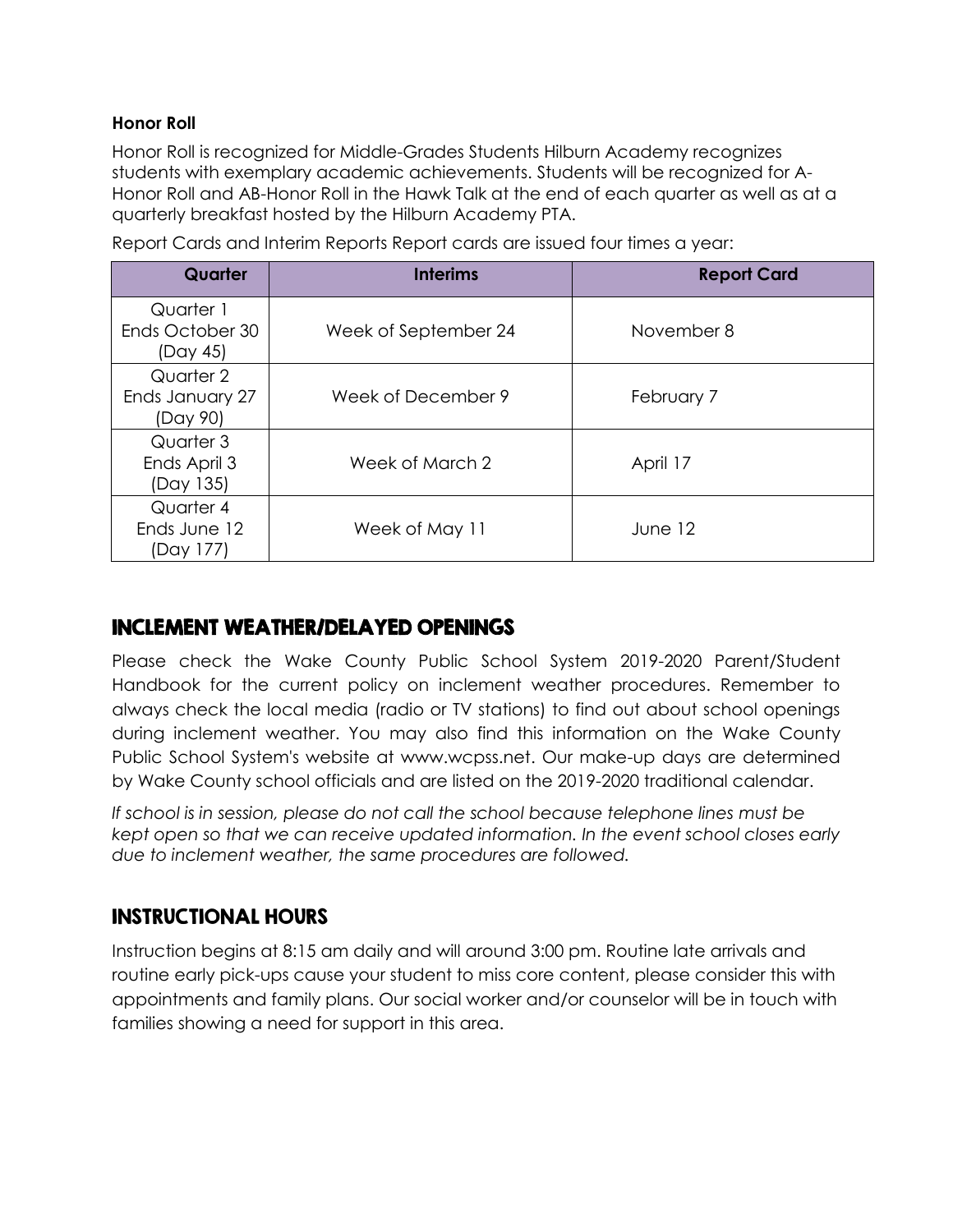**Honor Roll**

Honor Roll is recognized for Middle-Grades Students Hilburn Academy recognizes students with exemplary academic achievements. Students will be recognized for A-Honor Roll and AB-Honor Roll in the Hawk Talk at the end of each quarter as well as at a quarterly breakfast hosted by the Hilburn Academy PTA.

Report Cards and Interim Reports Report cards are issued four times a year:

| Quarter | Interims | Report Card |
|---|---|---|
| Quarter 1 Ends October 30 (Day 45) | Week of September 24 | November 8 |
| Quarter 2 Ends January 27 (Day 90) | Week of December 9 | February 7 |
| Quarter 3 Ends April 3 (Day 135) | Week of March 2 | April 17 |
| Quarter 4 Ends June 12 (Day 177) | Week of May 11 | June 12 |

## INCLEMENT WEATHER/DELAYED OPENINGS

Please check the Wake County Public School System 2019-2020 Parent/Student Handbook for the current policy on inclement weather procedures. Remember to always check the local media (radio or TV stations) to find out about school openings during inclement weather. You may also find this information on the Wake County Public School System's website at www.wcpss.net. Our make-up days are determined by Wake County school officials and are listed on the 2019-2020 traditional calendar.

*If school is in session, please do not call the school because telephone lines must be kept open so that we can receive updated information. In the event school closes early due to inclement weather, the same procedures are followed.*

## INSTRUCTIONAL HOURS

Instruction begins at 8:15 am daily and will around 3:00 pm. Routine late arrivals and routine early pick-ups cause your student to miss core content, please consider this with appointments and family plans. Our social worker and/or counselor will be in touch with families showing a need for support in this area.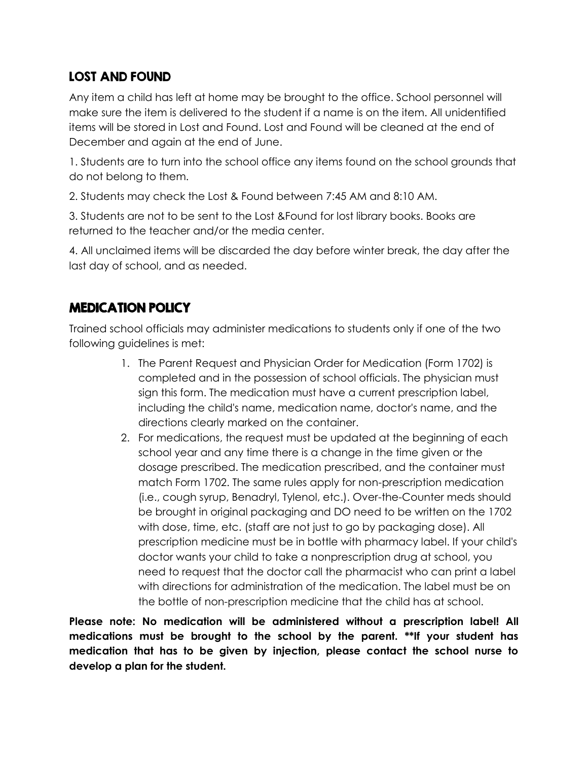## LOST AND FOUND

Any item a child has left at home may be brought to the office. School personnel will make sure the item is delivered to the student if a name is on the item. All unidentified items will be stored in Lost and Found. Lost and Found will be cleaned at the end of December and again at the end of June.

1. Students are to turn into the school office any items found on the school grounds that do not belong to them.

2. Students may check the Lost & Found between 7:45 AM and 8:10 AM.

3. Students are not to be sent to the Lost &Found for lost library books. Books are returned to the teacher and/or the media center.

4. All unclaimed items will be discarded the day before winter break, the day after the last day of school, and as needed.

## MEDICATION POLICY

Trained school officials may administer medications to students only if one of the two following guidelines is met:

1. The Parent Request and Physician Order for Medication (Form 1702) is completed and in the possession of school officials. The physician must sign this form. The medication must have a current prescription label, including the child's name, medication name, doctor's name, and the directions clearly marked on the container.
2. For medications, the request must be updated at the beginning of each school year and any time there is a change in the time given or the dosage prescribed. The medication prescribed, and the container must match Form 1702. The same rules apply for non-prescription medication (i.e., cough syrup, Benadryl, Tylenol, etc.). Over-the-Counter meds should be brought in original packaging and DO need to be written on the 1702 with dose, time, etc. (staff are not just to go by packaging dose). All prescription medicine must be in bottle with pharmacy label. If your child's doctor wants your child to take a nonprescription drug at school, you need to request that the doctor call the pharmacist who can print a label with directions for administration of the medication. The label must be on the bottle of non-prescription medicine that the child has at school.

**Please note: No medication will be administered without a prescription label! All medications must be brought to the school by the parent. **If your student has medication that has to be given by injection, please contact the school nurse to develop a plan for the student.**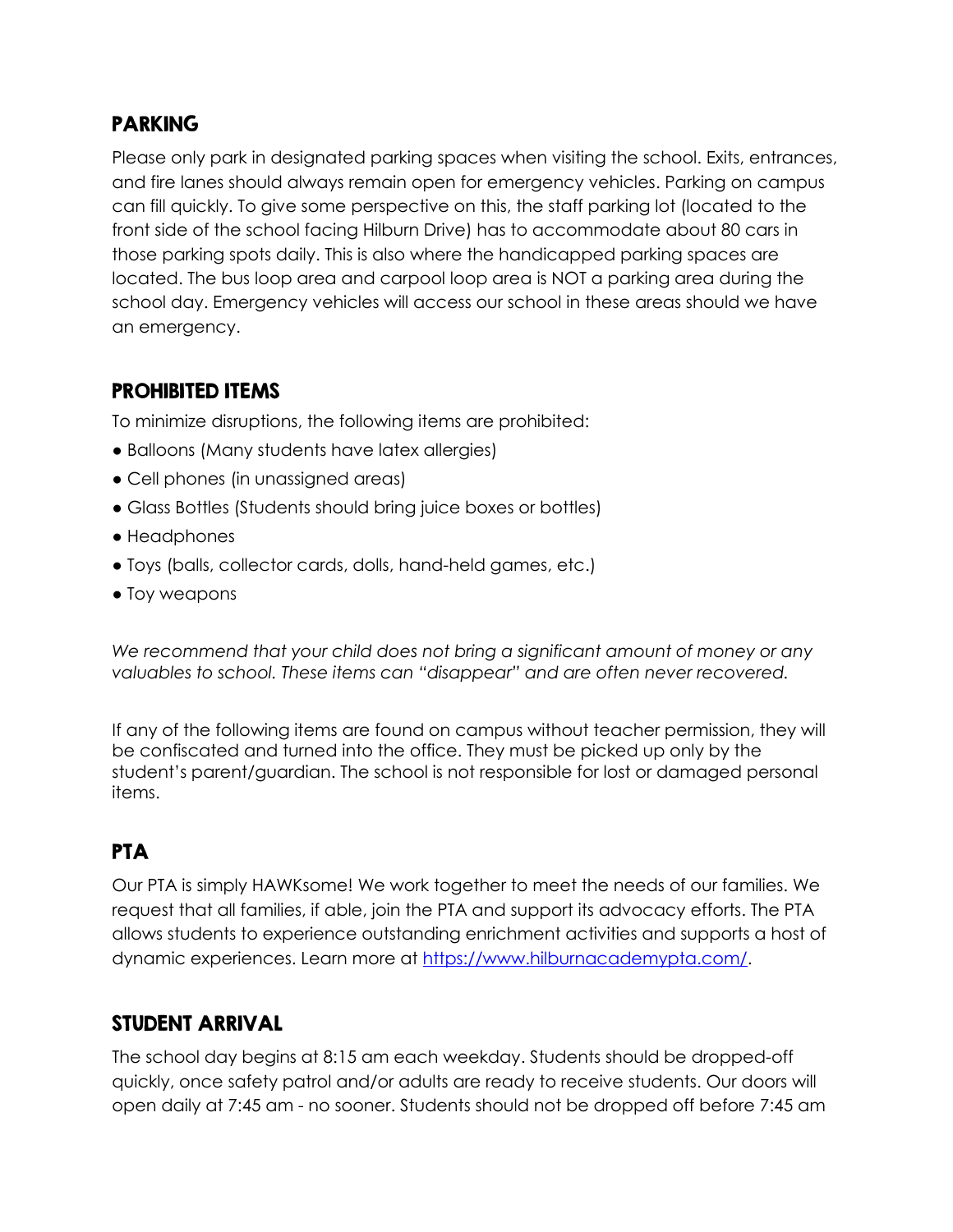## PARKING

Please only park in designated parking spaces when visiting the school. Exits, entrances, and fire lanes should always remain open for emergency vehicles. Parking on campus can fill quickly. To give some perspective on this, the staff parking lot (located to the front side of the school facing Hilburn Drive) has to accommodate about 80 cars in those parking spots daily. This is also where the handicapped parking spaces are located. The bus loop area and carpool loop area is NOT a parking area during the school day. Emergency vehicles will access our school in these areas should we have an emergency.

## PROHIBITED ITEMS

To minimize disruptions, the following items are prohibited:

- Balloons (Many students have latex allergies)
- Cell phones (in unassigned areas)
- Glass Bottles (Students should bring juice boxes or bottles)
- Headphones
- Toys (balls, collector cards, dolls, hand-held games, etc.)
- Toy weapons

*We recommend that your child does not bring a significant amount of money or any valuables to school. These items can "disappear" and are often never recovered.*

If any of the following items are found on campus without teacher permission, they will be confiscated and turned into the office. They must be picked up only by the student's parent/guardian. The school is not responsible for lost or damaged personal items.

## PTA

Our PTA is simply HAWKsome! We work together to meet the needs of our families. We request that all families, if able, join the PTA and support its advocacy efforts. The PTA allows students to experience outstanding enrichment activities and supports a host of dynamic experiences. Learn more at [https://www.hilburnacademypta.com/](https://www.hilburnacademypta.com/).

## STUDENT ARRIVAL

The school day begins at 8:15 am each weekday. Students should be dropped-off quickly, once safety patrol and/or adults are ready to receive students. Our doors will open daily at 7:45 am - no sooner. Students should not be dropped off before 7:45 am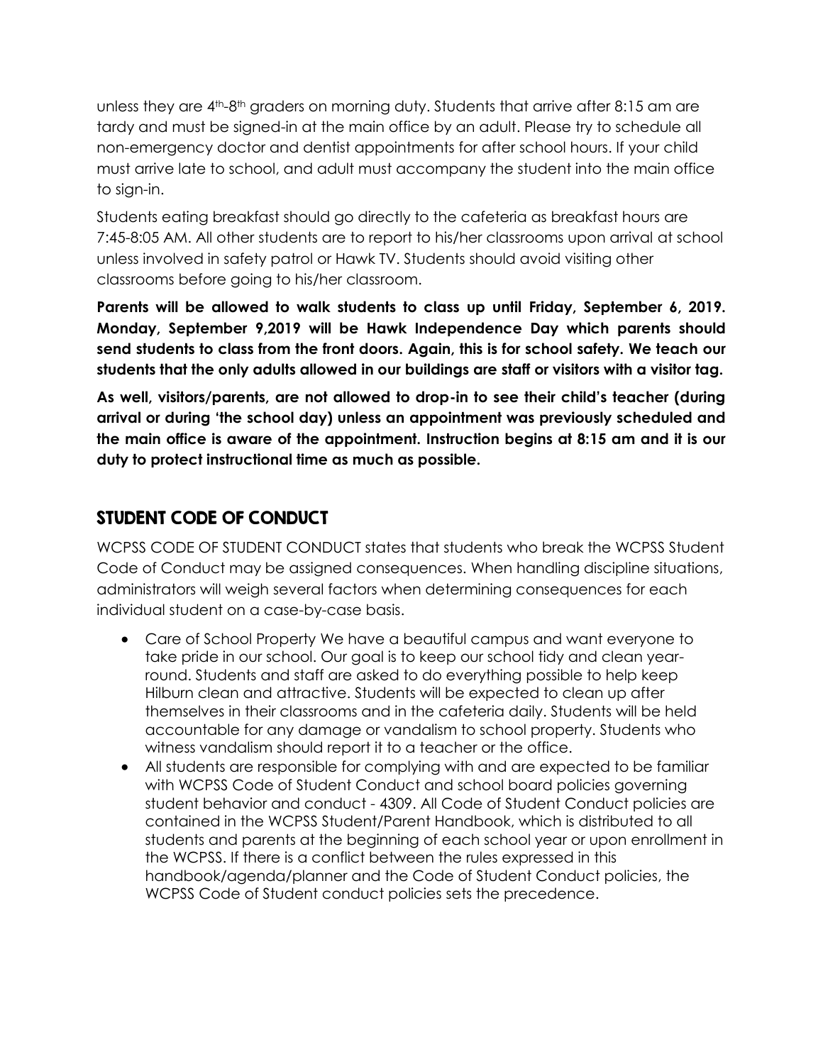unless they are 4th-8th graders on morning duty. Students that arrive after 8:15 am are tardy and must be signed-in at the main office by an adult. Please try to schedule all non-emergency doctor and dentist appointments for after school hours. If your child must arrive late to school, and adult must accompany the student into the main office to sign-in.

Students eating breakfast should go directly to the cafeteria as breakfast hours are 7:45-8:05 AM. All other students are to report to his/her classrooms upon arrival at school unless involved in safety patrol or Hawk TV. Students should avoid visiting other classrooms before going to his/her classroom.

**Parents will be allowed to walk students to class up until Friday, September 6, 2019. Monday, September 9,2019 will be Hawk Independence Day which parents should send students to class from the front doors. Again, this is for school safety. We teach our students that the only adults allowed in our buildings are staff or visitors with a visitor tag.**

**As well, visitors/parents, are not allowed to drop-in to see their child's teacher (during arrival or during 'the school day) unless an appointment was previously scheduled and the main office is aware of the appointment. Instruction begins at 8:15 am and it is our duty to protect instructional time as much as possible.**

## STUDENT CODE OF CONDUCT

WCPSS CODE OF STUDENT CONDUCT states that students who break the WCPSS Student Code of Conduct may be assigned consequences. When handling discipline situations, administrators will weigh several factors when determining consequences for each individual student on a case-by-case basis.

- Care of School Property We have a beautiful campus and want everyone to take pride in our school. Our goal is to keep our school tidy and clean year-round. Students and staff are asked to do everything possible to help keep Hilburn clean and attractive. Students will be expected to clean up after themselves in their classrooms and in the cafeteria daily. Students will be held accountable for any damage or vandalism to school property. Students who witness vandalism should report it to a teacher or the office.
- All students are responsible for complying with and are expected to be familiar with WCPSS Code of Student Conduct and school board policies governing student behavior and conduct - 4309. All Code of Student Conduct policies are contained in the WCPSS Student/Parent Handbook, which is distributed to all students and parents at the beginning of each school year or upon enrollment in the WCPSS. If there is a conflict between the rules expressed in this handbook/agenda/planner and the Code of Student Conduct policies, the WCPSS Code of Student conduct policies sets the precedence.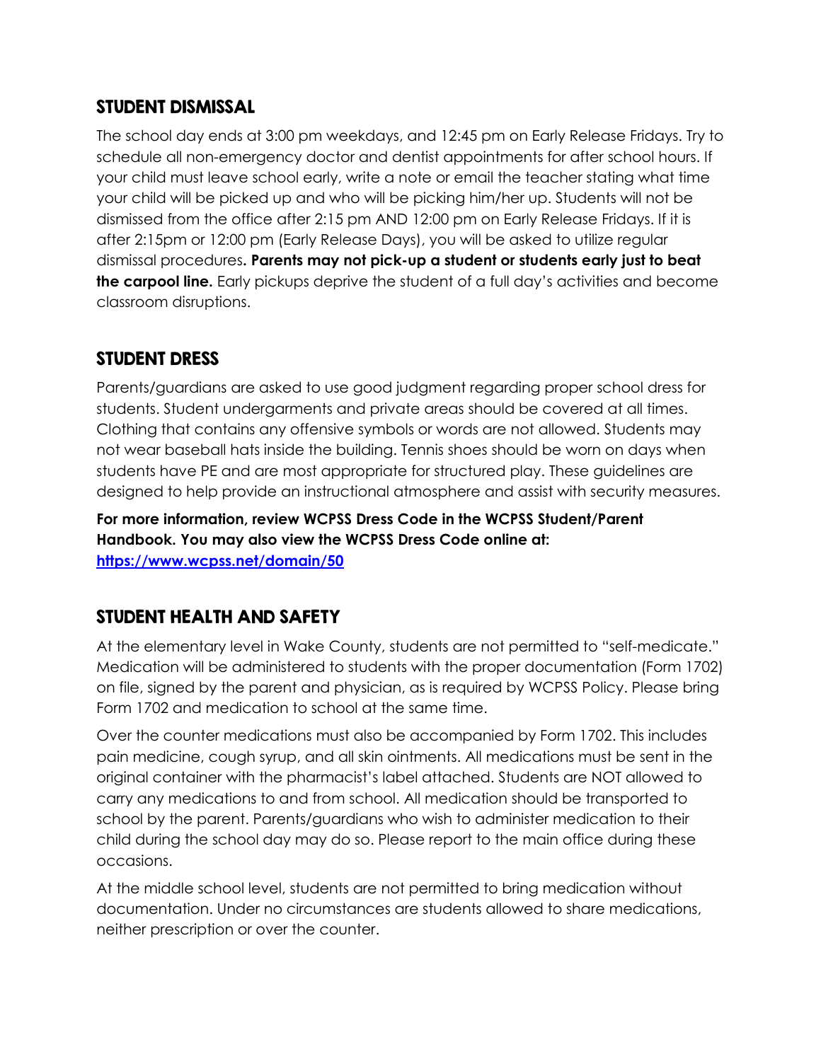## STUDENT DISMISSAL

The school day ends at 3:00 pm weekdays, and 12:45 pm on Early Release Fridays. Try to schedule all non-emergency doctor and dentist appointments for after school hours. If your child must leave school early, write a note or email the teacher stating what time your child will be picked up and who will be picking him/her up. Students will not be dismissed from the office after 2:15 pm AND 12:00 pm on Early Release Fridays. If it is after 2:15pm or 12:00 pm (Early Release Days), you will be asked to utilize regular dismissal procedures**. Parents may not pick-up a student or students early just to beat the carpool line.** Early pickups deprive the student of a full day's activities and become classroom disruptions.

## STUDENT DRESS

Parents/guardians are asked to use good judgment regarding proper school dress for students. Student undergarments and private areas should be covered at all times. Clothing that contains any offensive symbols or words are not allowed. Students may not wear baseball hats inside the building. Tennis shoes should be worn on days when students have PE and are most appropriate for structured play. These guidelines are designed to help provide an instructional atmosphere and assist with security measures.

**For more information, review WCPSS Dress Code in the WCPSS Student/Parent Handbook. You may also view the WCPSS Dress Code online at: [https://www.wcpss.net/domain/50](https://www.wcpss.net/domain/50)**

## STUDENT HEALTH AND SAFETY

At the elementary level in Wake County, students are not permitted to "self-medicate." Medication will be administered to students with the proper documentation (Form 1702) on file, signed by the parent and physician, as is required by WCPSS Policy. Please bring Form 1702 and medication to school at the same time.

Over the counter medications must also be accompanied by Form 1702. This includes pain medicine, cough syrup, and all skin ointments. All medications must be sent in the original container with the pharmacist's label attached. Students are NOT allowed to carry any medications to and from school. All medication should be transported to school by the parent. Parents/guardians who wish to administer medication to their child during the school day may do so. Please report to the main office during these occasions.

At the middle school level, students are not permitted to bring medication without documentation. Under no circumstances are students allowed to share medications, neither prescription or over the counter.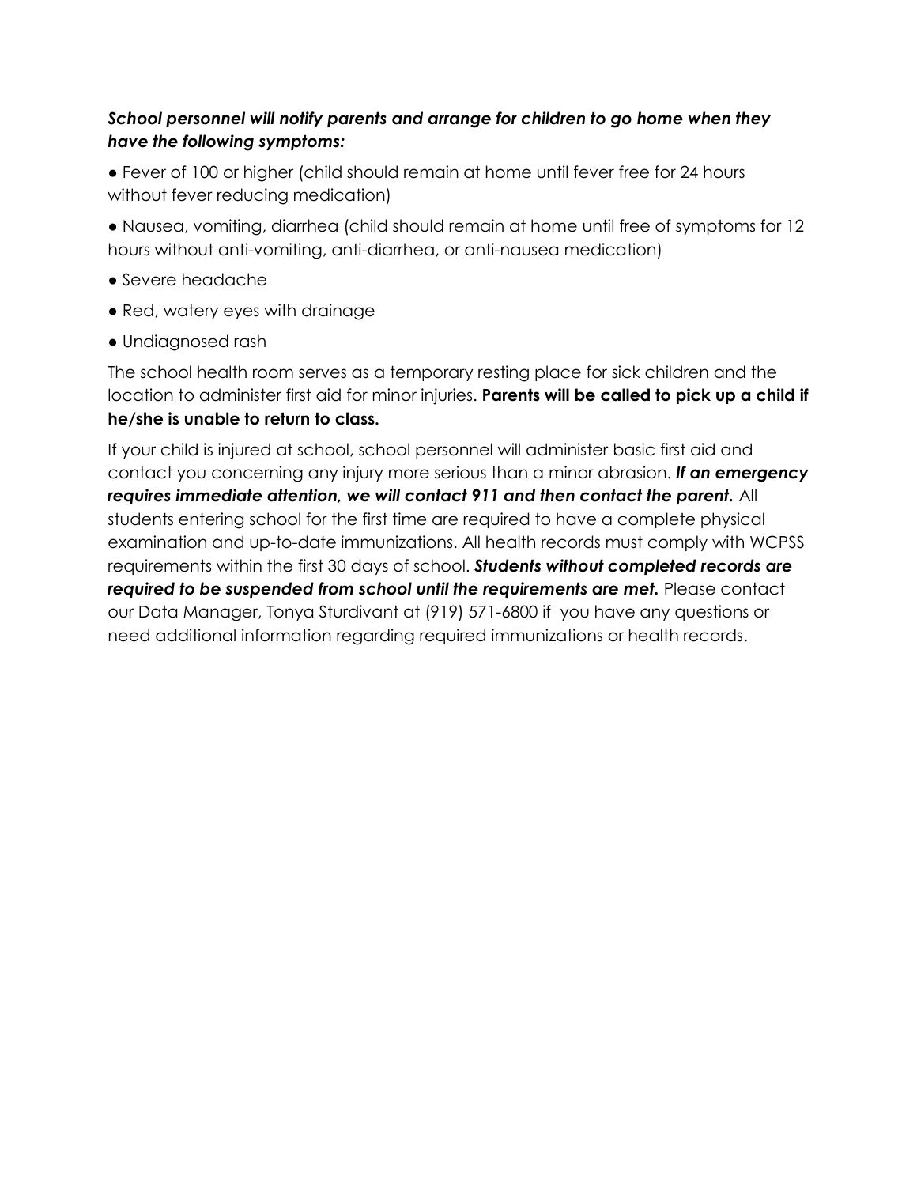***School personnel will notify parents and arrange for children to go home when they have the following symptoms:***

- Fever of 100 or higher (child should remain at home until fever free for 24 hours without fever reducing medication)
- Nausea, vomiting, diarrhea (child should remain at home until free of symptoms for 12 hours without anti-vomiting, anti-diarrhea, or anti-nausea medication)
- Severe headache
- Red, watery eyes with drainage
- Undiagnosed rash

The school health room serves as a temporary resting place for sick children and the location to administer first aid for minor injuries. **Parents will be called to pick up a child if he/she is unable to return to class.**

If your child is injured at school, school personnel will administer basic first aid and contact you concerning any injury more serious than a minor abrasion. ***If an emergency requires immediate attention, we will contact 911 and then contact the parent.*** All students entering school for the first time are required to have a complete physical examination and up-to-date immunizations. All health records must comply with WCPSS requirements within the first 30 days of school. ***Students without completed records are required to be suspended from school until the requirements are met.*** Please contact our Data Manager, Tonya Sturdivant at (919) 571-6800 if you have any questions or need additional information regarding required immunizations or health records.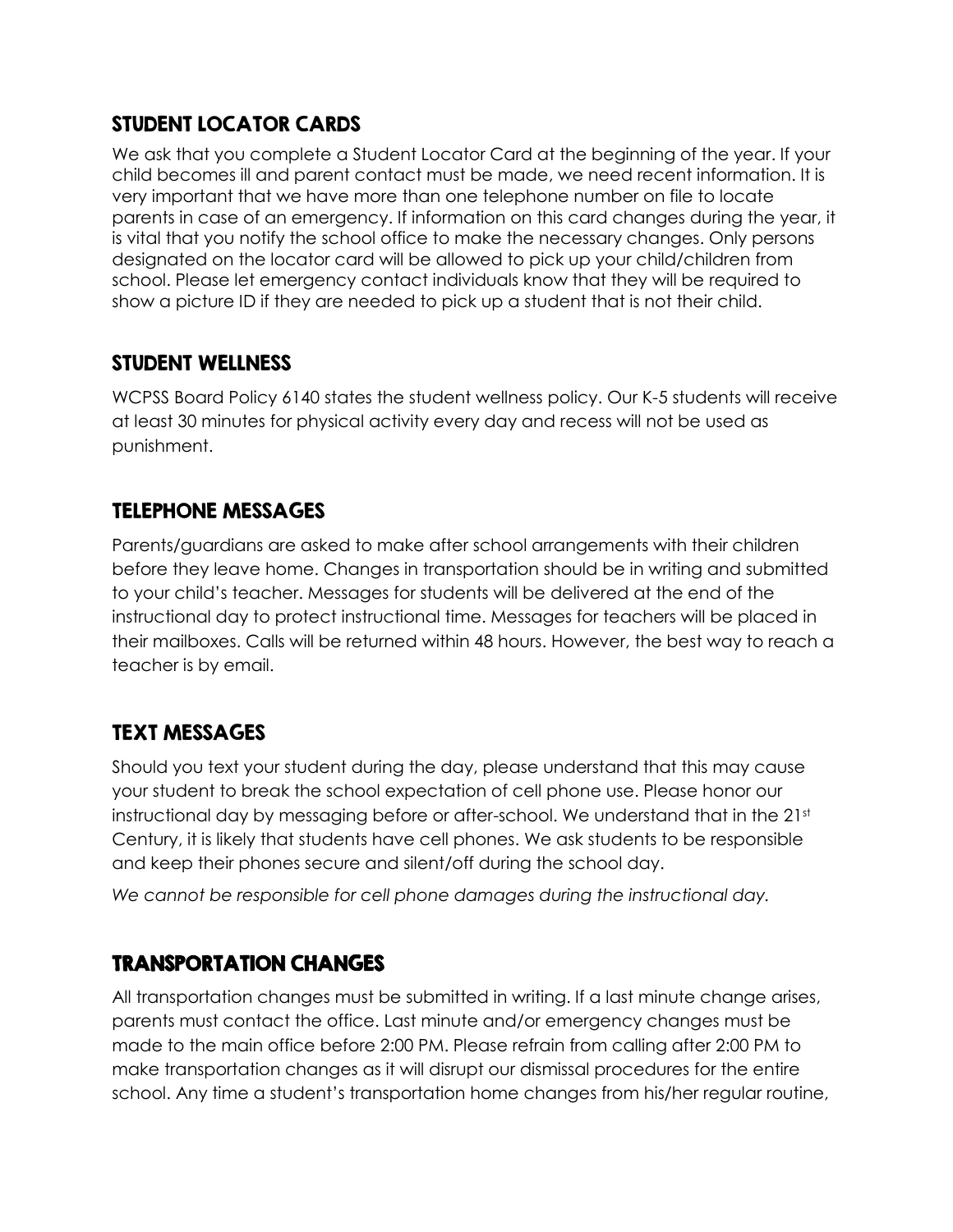## STUDENT LOCATOR CARDS

We ask that you complete a Student Locator Card at the beginning of the year. If your child becomes ill and parent contact must be made, we need recent information. It is very important that we have more than one telephone number on file to locate parents in case of an emergency. If information on this card changes during the year, it is vital that you notify the school office to make the necessary changes. Only persons designated on the locator card will be allowed to pick up your child/children from school. Please let emergency contact individuals know that they will be required to show a picture ID if they are needed to pick up a student that is not their child.

## STUDENT WELLNESS

WCPSS Board Policy 6140 states the student wellness policy. Our K-5 students will receive at least 30 minutes for physical activity every day and recess will not be used as punishment.

## TELEPHONE MESSAGES

Parents/guardians are asked to make after school arrangements with their children before they leave home. Changes in transportation should be in writing and submitted to your child's teacher. Messages for students will be delivered at the end of the instructional day to protect instructional time. Messages for teachers will be placed in their mailboxes. Calls will be returned within 48 hours. However, the best way to reach a teacher is by email.

## TEXT MESSAGES

Should you text your student during the day, please understand that this may cause your student to break the school expectation of cell phone use. Please honor our instructional day by messaging before or after-school. We understand that in the 21st Century, it is likely that students have cell phones. We ask students to be responsible and keep their phones secure and silent/off during the school day.

*We cannot be responsible for cell phone damages during the instructional day.*

## TRANSPORTATION CHANGES

All transportation changes must be submitted in writing. If a last minute change arises, parents must contact the office. Last minute and/or emergency changes must be made to the main office before 2:00 PM. Please refrain from calling after 2:00 PM to make transportation changes as it will disrupt our dismissal procedures for the entire school. Any time a student's transportation home changes from his/her regular routine,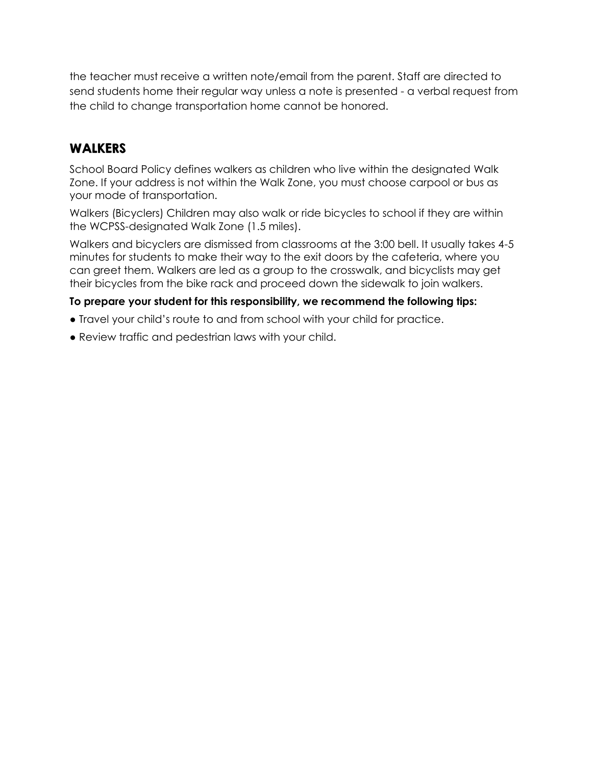the teacher must receive a written note/email from the parent. Staff are directed to send students home their regular way unless a note is presented - a verbal request from the child to change transportation home cannot be honored.

## WALKERS

School Board Policy defines walkers as children who live within the designated Walk Zone. If your address is not within the Walk Zone, you must choose carpool or bus as your mode of transportation.

Walkers (Bicyclers) Children may also walk or ride bicycles to school if they are within the WCPSS-designated Walk Zone (1.5 miles).

Walkers and bicyclers are dismissed from classrooms at the 3:00 bell. It usually takes 4-5 minutes for students to make their way to the exit doors by the cafeteria, where you can greet them. Walkers are led as a group to the crosswalk, and bicyclists may get their bicycles from the bike rack and proceed down the sidewalk to join walkers.

**To prepare your student for this responsibility, we recommend the following tips:**

- Travel your child's route to and from school with your child for practice.
- Review traffic and pedestrian laws with your child.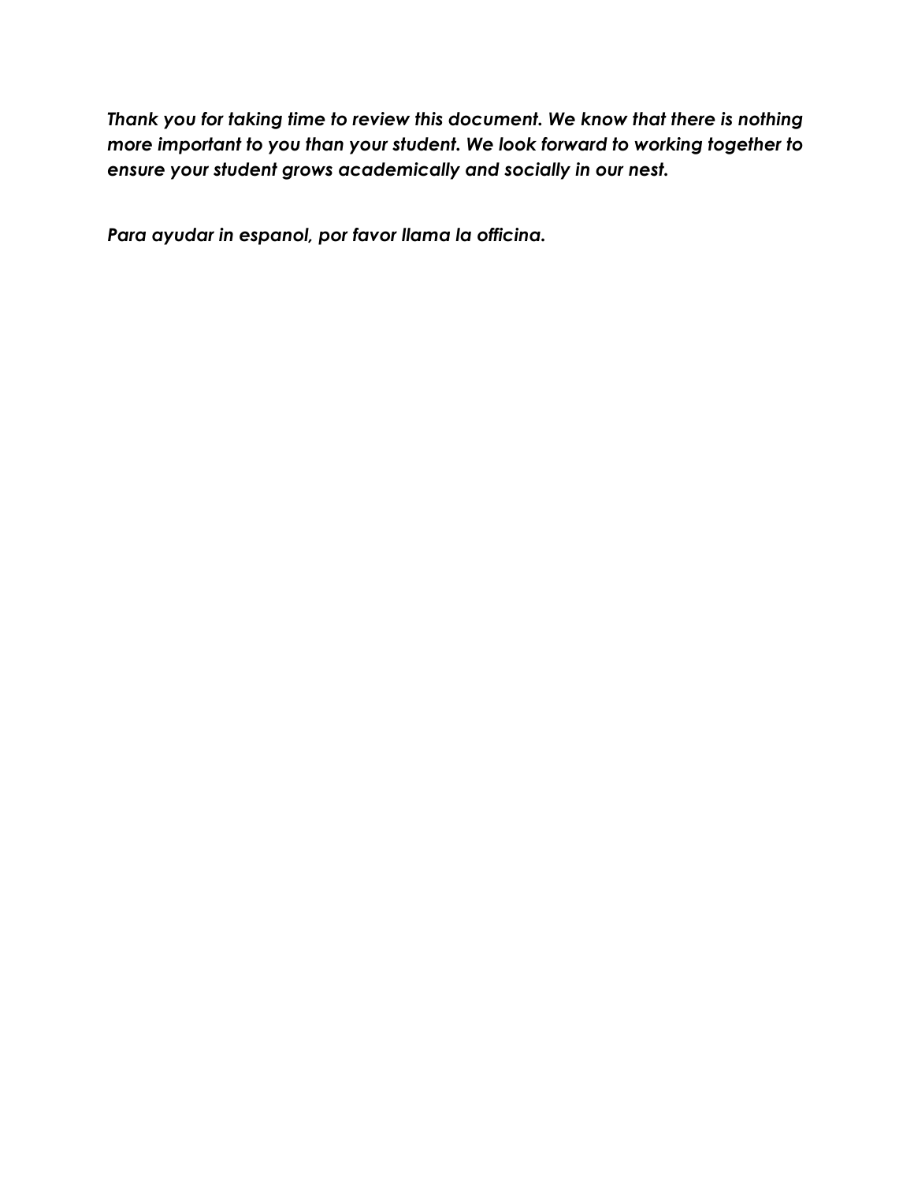***Thank you for taking time to review this document. We know that there is nothing more important to you than your student. We look forward to working together to ensure your student grows academically and socially in our nest.***

***Para ayudar in espanol, por favor llama la officina.***